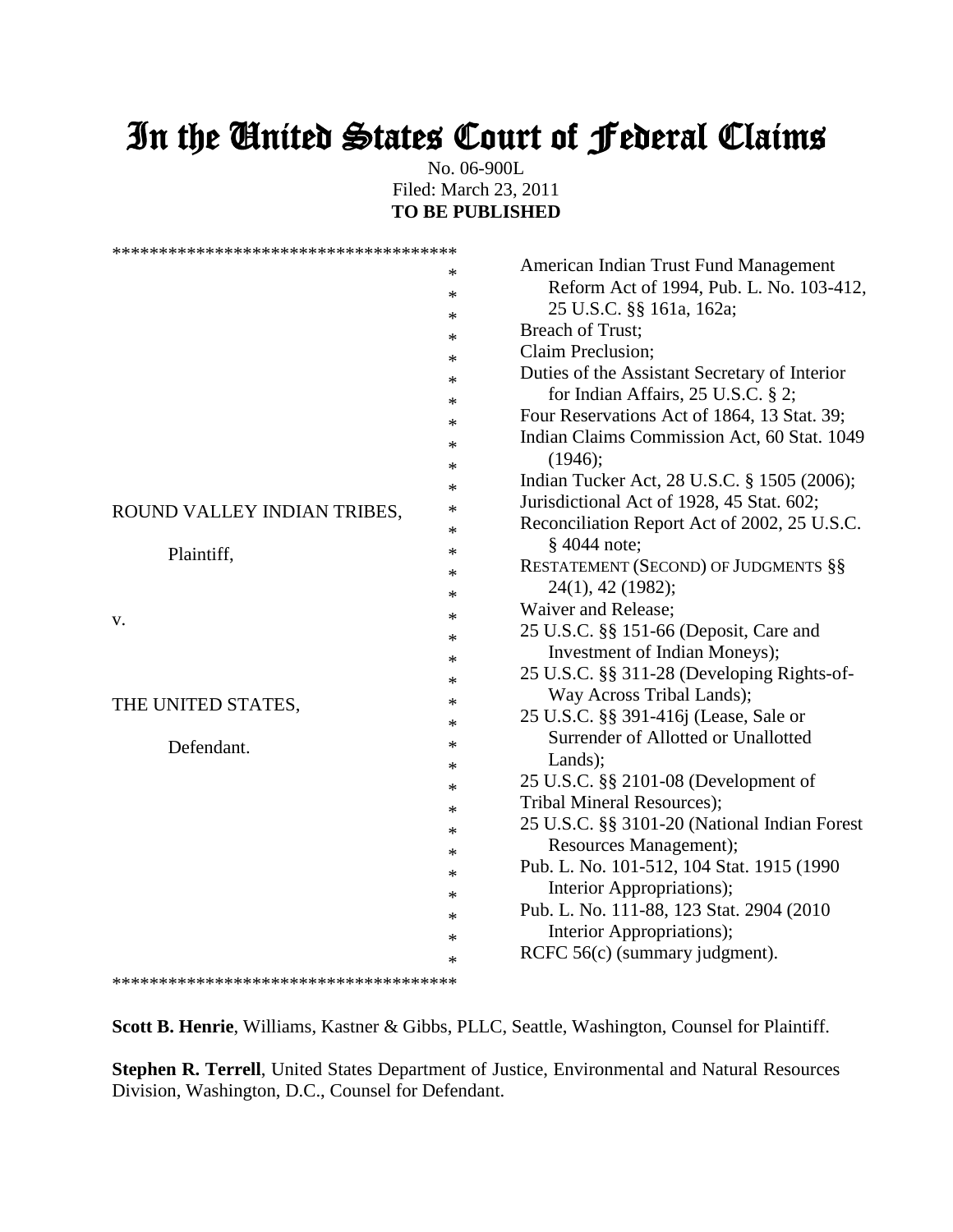# In the United States Court of Federal Claims

No. 06-900L
Filed: March 23, 2011
**TO BE PUBLISHED**

ROUND VALLEY INDIAN TRIBES,

Plaintiff,

v.

THE UNITED STATES,

Defendant.

American Indian Trust Fund Management Reform Act of 1994, Pub. L. No. 103-412, 25 U.S.C. §§ 161a, 162a;
Breach of Trust;
Claim Preclusion;
Duties of the Assistant Secretary of Interior for Indian Affairs, 25 U.S.C. § 2;
Four Reservations Act of 1864, 13 Stat. 39;
Indian Claims Commission Act, 60 Stat. 1049 (1946);
Indian Tucker Act, 28 U.S.C. § 1505 (2006);
Jurisdictional Act of 1928, 45 Stat. 602;
Reconciliation Report Act of 2002, 25 U.S.C. § 4044 note;
RESTATEMENT (SECOND) OF JUDGMENTS §§ 24(1), 42 (1982);
Waiver and Release;
25 U.S.C. §§ 151-66 (Deposit, Care and Investment of Indian Moneys);
25 U.S.C. §§ 311-28 (Developing Rights-of-Way Across Tribal Lands);
25 U.S.C. §§ 391-416j (Lease, Sale or Surrender of Allotted or Unallotted Lands);
25 U.S.C. §§ 2101-08 (Development of Tribal Mineral Resources);
25 U.S.C. §§ 3101-20 (National Indian Forest Resources Management);
Pub. L. No. 101-512, 104 Stat. 1915 (1990 Interior Appropriations);
Pub. L. No. 111-88, 123 Stat. 2904 (2010 Interior Appropriations);
RCFC 56(c) (summary judgment).

**Scott B. Henrie**, Williams, Kastner & Gibbs, PLLC, Seattle, Washington, Counsel for Plaintiff.

**Stephen R. Terrell**, United States Department of Justice, Environmental and Natural Resources Division, Washington, D.C., Counsel for Defendant.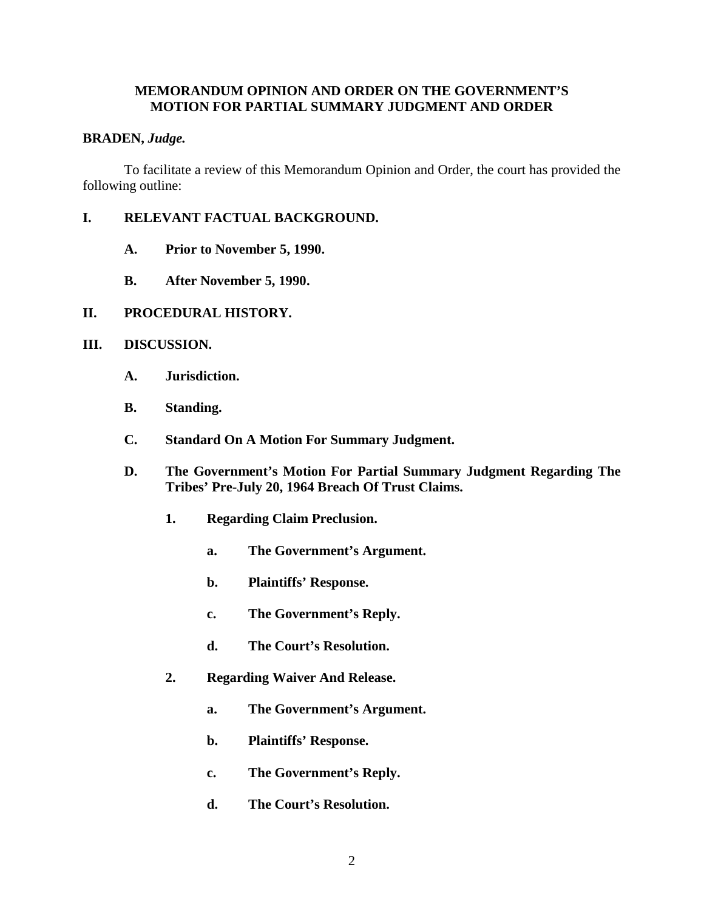**MEMORANDUM OPINION AND ORDER ON THE GOVERNMENT'S MOTION FOR PARTIAL SUMMARY JUDGMENT AND ORDER**

**BRADEN,** ***Judge.***

To facilitate a review of this Memorandum Opinion and Order, the court has provided the following outline:

**I. RELEVANT FACTUAL BACKGROUND.**

- **A. Prior to November 5, 1990.**
- **B. After November 5, 1990.**

**II. PROCEDURAL HISTORY.**

**III. DISCUSSION.**

- **A. Jurisdiction.**
- **B. Standing.**
- **C. Standard On A Motion For Summary Judgment.**
- **D. The Government's Motion For Partial Summary Judgment Regarding The Tribes' Pre-July 20, 1964 Breach Of Trust Claims.**
  - **1. Regarding Claim Preclusion.**
    - **a. The Government's Argument.**
    - **b. Plaintiffs' Response.**
    - **c. The Government's Reply.**
    - **d. The Court's Resolution.**
  - **2. Regarding Waiver And Release.**
    - **a. The Government's Argument.**
    - **b. Plaintiffs' Response.**
    - **c. The Government's Reply.**
    - **d. The Court's Resolution.**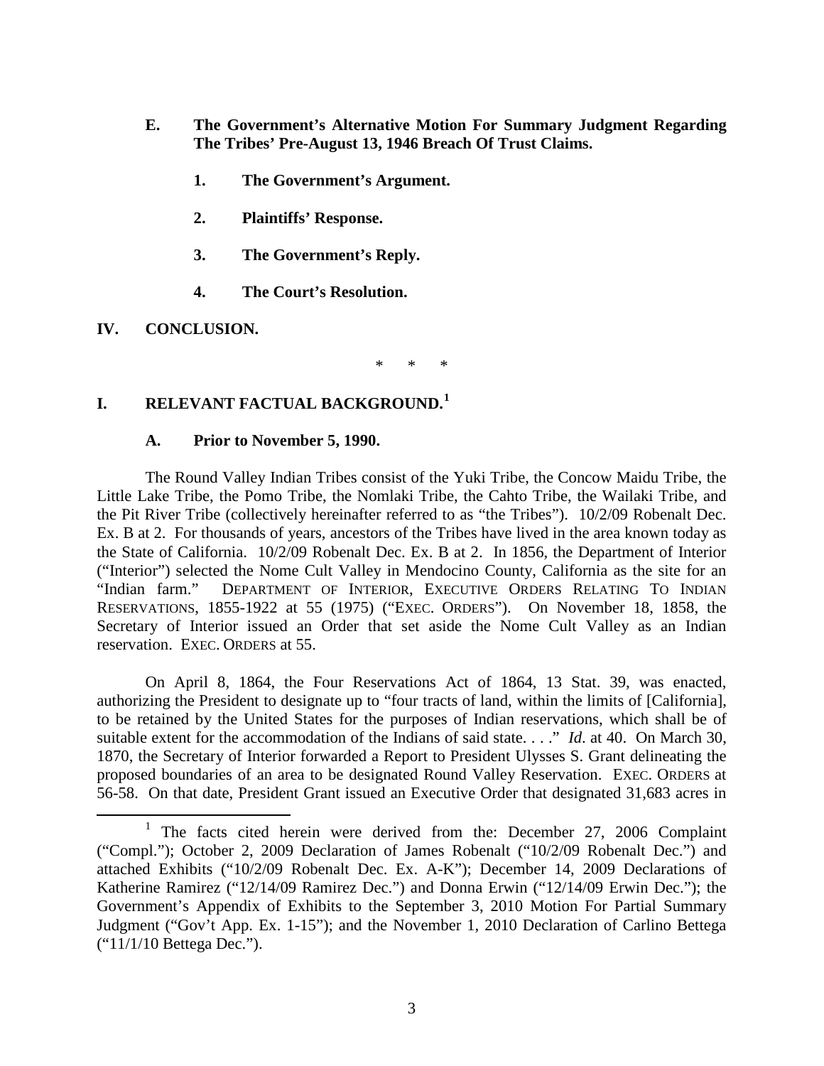**E. The Government's Alternative Motion For Summary Judgment Regarding The Tribes' Pre-August 13, 1946 Breach Of Trust Claims.**

**1. The Government's Argument.**

**2. Plaintiffs' Response.**

**3. The Government's Reply.**

**4. The Court's Resolution.**

**IV. CONCLUSION.**

\* \* \*

## I. RELEVANT FACTUAL BACKGROUND.[1]

### A. Prior to November 5, 1990.

The Round Valley Indian Tribes consist of the Yuki Tribe, the Concow Maidu Tribe, the Little Lake Tribe, the Pomo Tribe, the Nomlaki Tribe, the Cahto Tribe, the Wailaki Tribe, and the Pit River Tribe (collectively hereinafter referred to as "the Tribes"). 10/2/09 Robenalt Dec. Ex. B at 2. For thousands of years, ancestors of the Tribes have lived in the area known today as the State of California. 10/2/09 Robenalt Dec. Ex. B at 2. In 1856, the Department of Interior ("Interior") selected the Nome Cult Valley in Mendocino County, California as the site for an "Indian farm." DEPARTMENT OF INTERIOR, EXECUTIVE ORDERS RELATING TO INDIAN RESERVATIONS, 1855-1922 at 55 (1975) ("EXEC. ORDERS"). On November 18, 1858, the Secretary of Interior issued an Order that set aside the Nome Cult Valley as an Indian reservation. EXEC. ORDERS at 55.

On April 8, 1864, the Four Reservations Act of 1864, 13 Stat. 39, was enacted, authorizing the President to designate up to "four tracts of land, within the limits of [California], to be retained by the United States for the purposes of Indian reservations, which shall be of suitable extent for the accommodation of the Indians of said state. . . ." *Id.* at 40. On March 30, 1870, the Secretary of Interior forwarded a Report to President Ulysses S. Grant delineating the proposed boundaries of an area to be designated Round Valley Reservation. EXEC. ORDERS at 56-58. On that date, President Grant issued an Executive Order that designated 31,683 acres in

[1] The facts cited herein were derived from the: December 27, 2006 Complaint ("Compl."); October 2, 2009 Declaration of James Robenalt ("10/2/09 Robenalt Dec.") and attached Exhibits ("10/2/09 Robenalt Dec. Ex. A-K"); December 14, 2009 Declarations of Katherine Ramirez ("12/14/09 Ramirez Dec.") and Donna Erwin ("12/14/09 Erwin Dec."); the Government's Appendix of Exhibits to the September 3, 2010 Motion For Partial Summary Judgment ("Gov't App. Ex. 1-15"); and the November 1, 2010 Declaration of Carlino Bettega ("11/1/10 Bettega Dec.").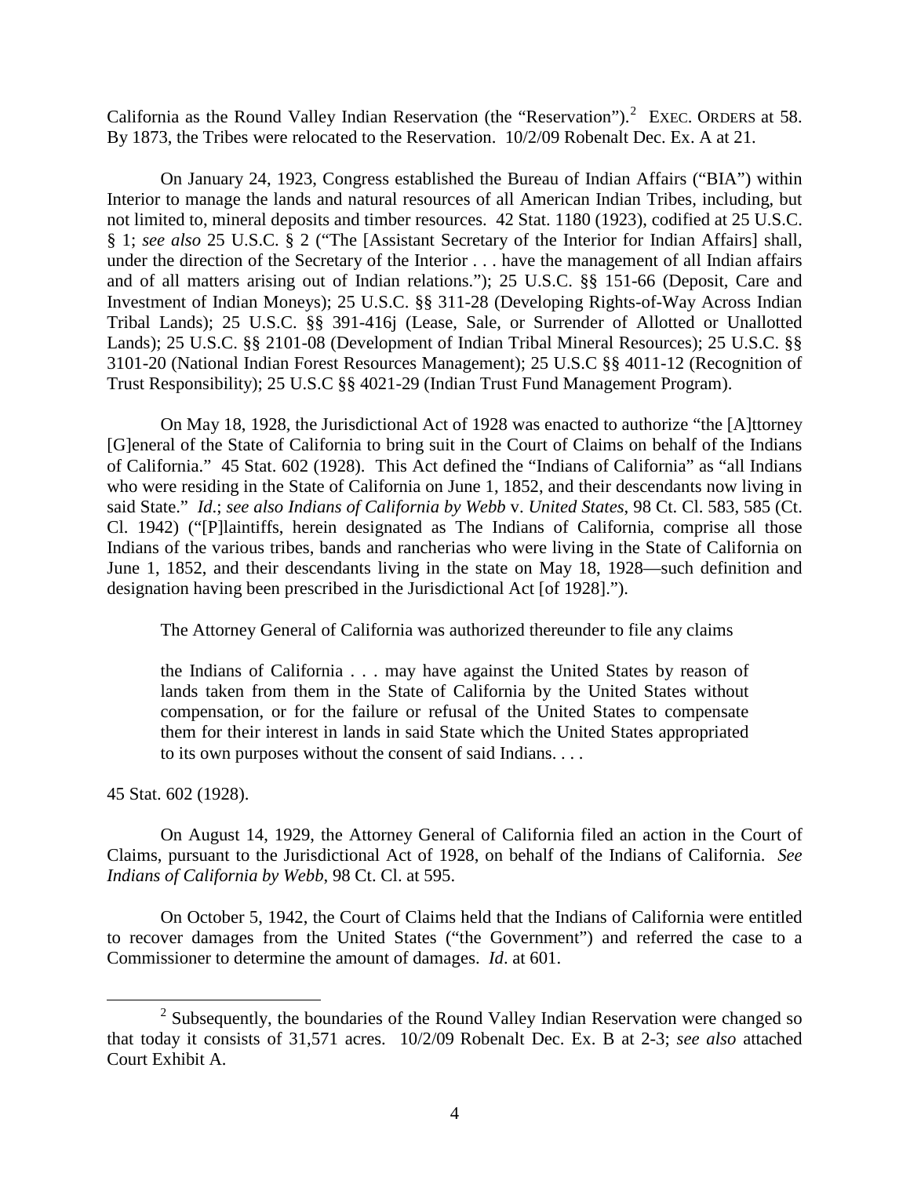California as the Round Valley Indian Reservation (the "Reservation").[2] EXEC. ORDERS at 58. By 1873, the Tribes were relocated to the Reservation. 10/2/09 Robenalt Dec. Ex. A at 21.

On January 24, 1923, Congress established the Bureau of Indian Affairs ("BIA") within Interior to manage the lands and natural resources of all American Indian Tribes, including, but not limited to, mineral deposits and timber resources. 42 Stat. 1180 (1923), codified at 25 U.S.C. § 1; *see also* 25 U.S.C. § 2 ("The [Assistant Secretary of the Interior for Indian Affairs] shall, under the direction of the Secretary of the Interior . . . have the management of all Indian affairs and of all matters arising out of Indian relations."); 25 U.S.C. §§ 151-66 (Deposit, Care and Investment of Indian Moneys); 25 U.S.C. §§ 311-28 (Developing Rights-of-Way Across Indian Tribal Lands); 25 U.S.C. §§ 391-416j (Lease, Sale, or Surrender of Allotted or Unallotted Lands); 25 U.S.C. §§ 2101-08 (Development of Indian Tribal Mineral Resources); 25 U.S.C. §§ 3101-20 (National Indian Forest Resources Management); 25 U.S.C §§ 4011-12 (Recognition of Trust Responsibility); 25 U.S.C §§ 4021-29 (Indian Trust Fund Management Program).

On May 18, 1928, the Jurisdictional Act of 1928 was enacted to authorize "the [A]ttorney [G]eneral of the State of California to bring suit in the Court of Claims on behalf of the Indians of California." 45 Stat. 602 (1928). This Act defined the "Indians of California" as "all Indians who were residing in the State of California on June 1, 1852, and their descendants now living in said State." *Id*.; *see also Indians of California by Webb* v. *United States*, 98 Ct. Cl. 583, 585 (Ct. Cl. 1942) ("[P]laintiffs, herein designated as The Indians of California, comprise all those Indians of the various tribes, bands and rancherias who were living in the State of California on June 1, 1852, and their descendants living in the state on May 18, 1928—such definition and designation having been prescribed in the Jurisdictional Act [of 1928].").

The Attorney General of California was authorized thereunder to file any claims

> the Indians of California . . . may have against the United States by reason of lands taken from them in the State of California by the United States without compensation, or for the failure or refusal of the United States to compensate them for their interest in lands in said State which the United States appropriated to its own purposes without the consent of said Indians. . . .

45 Stat. 602 (1928).

On August 14, 1929, the Attorney General of California filed an action in the Court of Claims, pursuant to the Jurisdictional Act of 1928, on behalf of the Indians of California. *See Indians of California by Webb*, 98 Ct. Cl. at 595.

On October 5, 1942, the Court of Claims held that the Indians of California were entitled to recover damages from the United States ("the Government") and referred the case to a Commissioner to determine the amount of damages. *Id*. at 601.

---

[2] Subsequently, the boundaries of the Round Valley Indian Reservation were changed so that today it consists of 31,571 acres. 10/2/09 Robenalt Dec. Ex. B at 2-3; *see also* attached Court Exhibit A.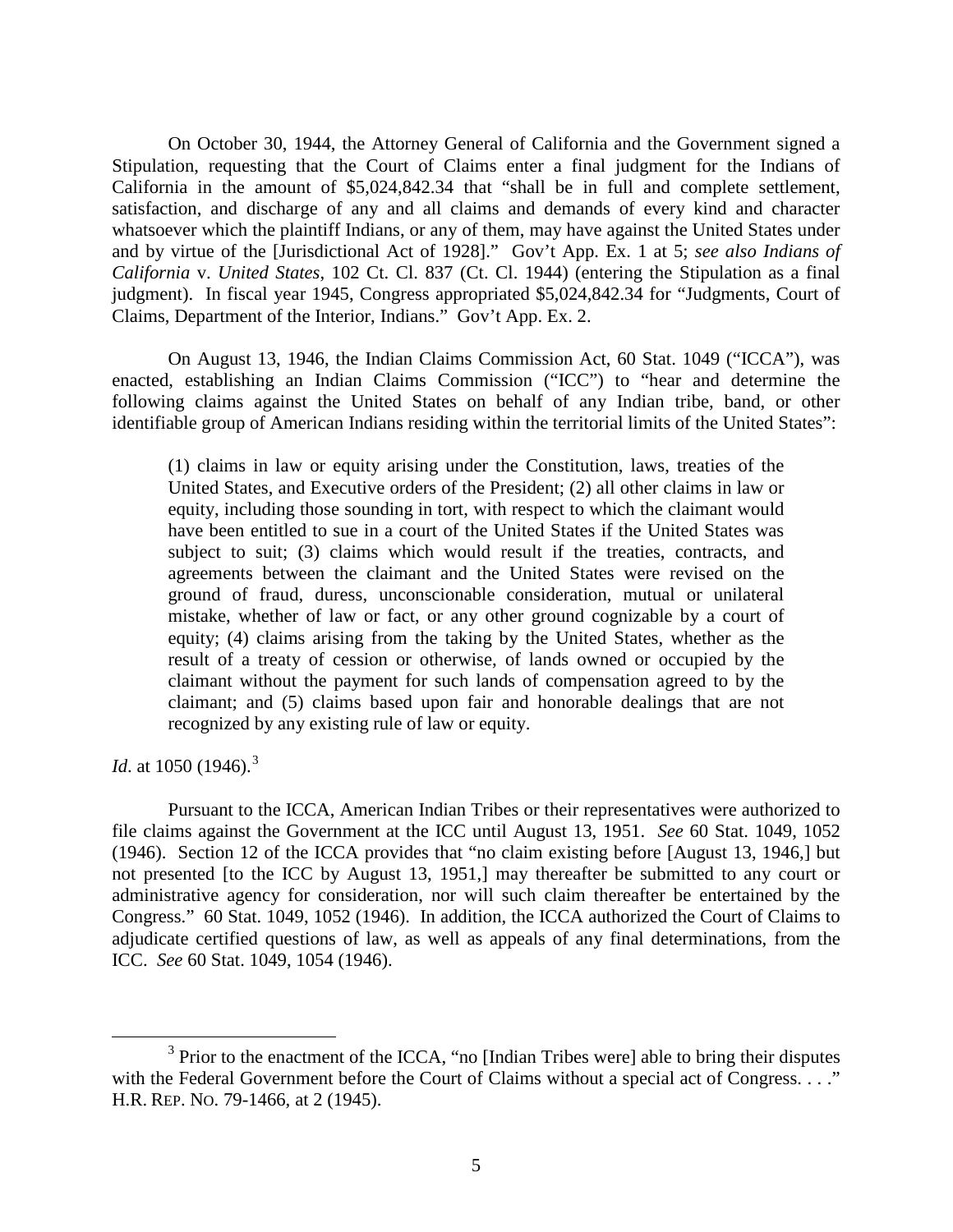On October 30, 1944, the Attorney General of California and the Government signed a Stipulation, requesting that the Court of Claims enter a final judgment for the Indians of California in the amount of $5,024,842.34 that "shall be in full and complete settlement, satisfaction, and discharge of any and all claims and demands of every kind and character whatsoever which the plaintiff Indians, or any of them, may have against the United States under and by virtue of the [Jurisdictional Act of 1928]." Gov't App. Ex. 1 at 5; *see also Indians of California* v. *United States*, 102 Ct. Cl. 837 (Ct. Cl. 1944) (entering the Stipulation as a final judgment). In fiscal year 1945, Congress appropriated $5,024,842.34 for "Judgments, Court of Claims, Department of the Interior, Indians." Gov't App. Ex. 2.

On August 13, 1946, the Indian Claims Commission Act, 60 Stat. 1049 ("ICCA"), was enacted, establishing an Indian Claims Commission ("ICC") to "hear and determine the following claims against the United States on behalf of any Indian tribe, band, or other identifiable group of American Indians residing within the territorial limits of the United States":

> (1) claims in law or equity arising under the Constitution, laws, treaties of the United States, and Executive orders of the President; (2) all other claims in law or equity, including those sounding in tort, with respect to which the claimant would have been entitled to sue in a court of the United States if the United States was subject to suit; (3) claims which would result if the treaties, contracts, and agreements between the claimant and the United States were revised on the ground of fraud, duress, unconscionable consideration, mutual or unilateral mistake, whether of law or fact, or any other ground cognizable by a court of equity; (4) claims arising from the taking by the United States, whether as the result of a treaty of cession or otherwise, of lands owned or occupied by the claimant without the payment for such lands of compensation agreed to by the claimant; and (5) claims based upon fair and honorable dealings that are not recognized by any existing rule of law or equity.

*Id*. at 1050 (1946).[3]

Pursuant to the ICCA, American Indian Tribes or their representatives were authorized to file claims against the Government at the ICC until August 13, 1951. *See* 60 Stat. 1049, 1052 (1946). Section 12 of the ICCA provides that "no claim existing before [August 13, 1946,] but not presented [to the ICC by August 13, 1951,] may thereafter be submitted to any court or administrative agency for consideration, nor will such claim thereafter be entertained by the Congress." 60 Stat. 1049, 1052 (1946). In addition, the ICCA authorized the Court of Claims to adjudicate certified questions of law, as well as appeals of any final determinations, from the ICC. *See* 60 Stat. 1049, 1054 (1946).

---

[3] Prior to the enactment of the ICCA, "no [Indian Tribes were] able to bring their disputes with the Federal Government before the Court of Claims without a special act of Congress. . . ." H.R. REP. NO. 79-1466, at 2 (1945).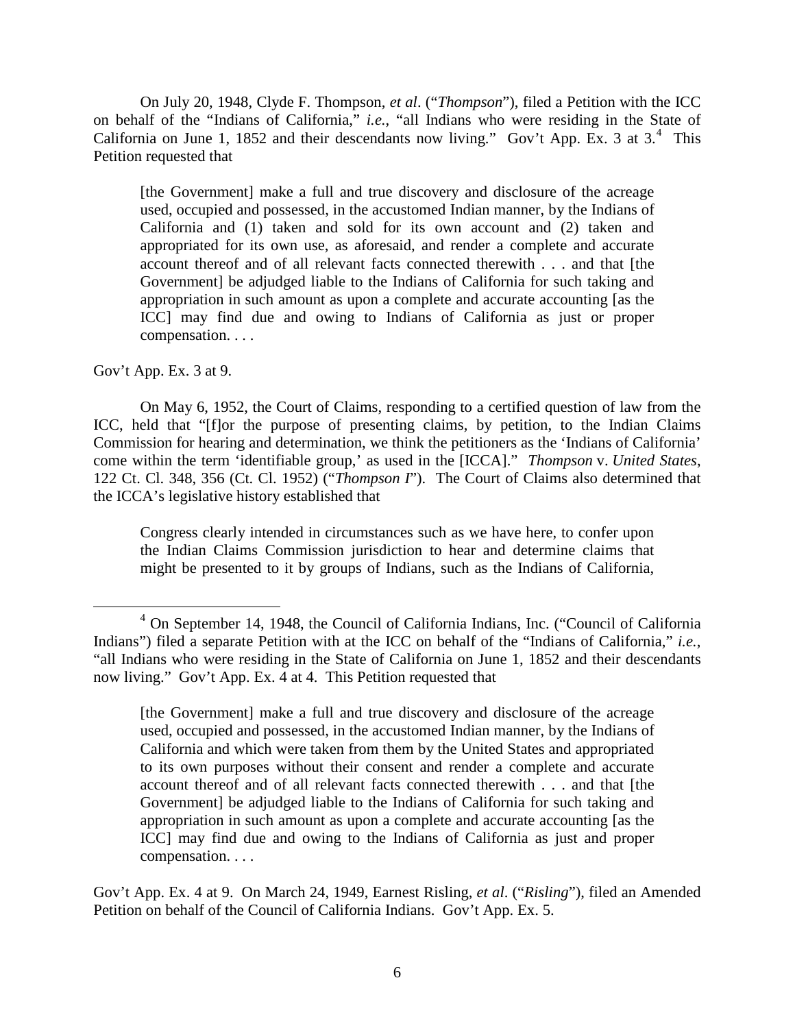On July 20, 1948, Clyde F. Thompson, *et al*. ("*Thompson*"), filed a Petition with the ICC on behalf of the "Indians of California," *i.e.*, "all Indians who were residing in the State of California on June 1, 1852 and their descendants now living." Gov't App. Ex. 3 at 3.[4] This Petition requested that

> [the Government] make a full and true discovery and disclosure of the acreage used, occupied and possessed, in the accustomed Indian manner, by the Indians of California and (1) taken and sold for its own account and (2) taken and appropriated for its own use, as aforesaid, and render a complete and accurate account thereof and of all relevant facts connected therewith . . . and that [the Government] be adjudged liable to the Indians of California for such taking and appropriation in such amount as upon a complete and accurate accounting [as the ICC] may find due and owing to Indians of California as just or proper compensation. . . .

Gov't App. Ex. 3 at 9.

On May 6, 1952, the Court of Claims, responding to a certified question of law from the ICC, held that "[f]or the purpose of presenting claims, by petition, to the Indian Claims Commission for hearing and determination, we think the petitioners as the 'Indians of California' come within the term 'identifiable group,' as used in the [ICCA]." *Thompson* v. *United States*, 122 Ct. Cl. 348, 356 (Ct. Cl. 1952) ("*Thompson I*"). The Court of Claims also determined that the ICCA's legislative history established that

> Congress clearly intended in circumstances such as we have here, to confer upon the Indian Claims Commission jurisdiction to hear and determine claims that might be presented to it by groups of Indians, such as the Indians of California,

---

[4] On September 14, 1948, the Council of California Indians, Inc. ("Council of California Indians") filed a separate Petition with at the ICC on behalf of the "Indians of California," *i.e.*, "all Indians who were residing in the State of California on June 1, 1852 and their descendants now living." Gov't App. Ex. 4 at 4. This Petition requested that

> [the Government] make a full and true discovery and disclosure of the acreage used, occupied and possessed, in the accustomed Indian manner, by the Indians of California and which were taken from them by the United States and appropriated to its own purposes without their consent and render a complete and accurate account thereof and of all relevant facts connected therewith . . . and that [the Government] be adjudged liable to the Indians of California for such taking and appropriation in such amount as upon a complete and accurate accounting [as the ICC] may find due and owing to the Indians of California as just and proper compensation. . . .

Gov't App. Ex. 4 at 9. On March 24, 1949, Earnest Risling, *et al*. ("*Risling*"), filed an Amended Petition on behalf of the Council of California Indians. Gov't App. Ex. 5.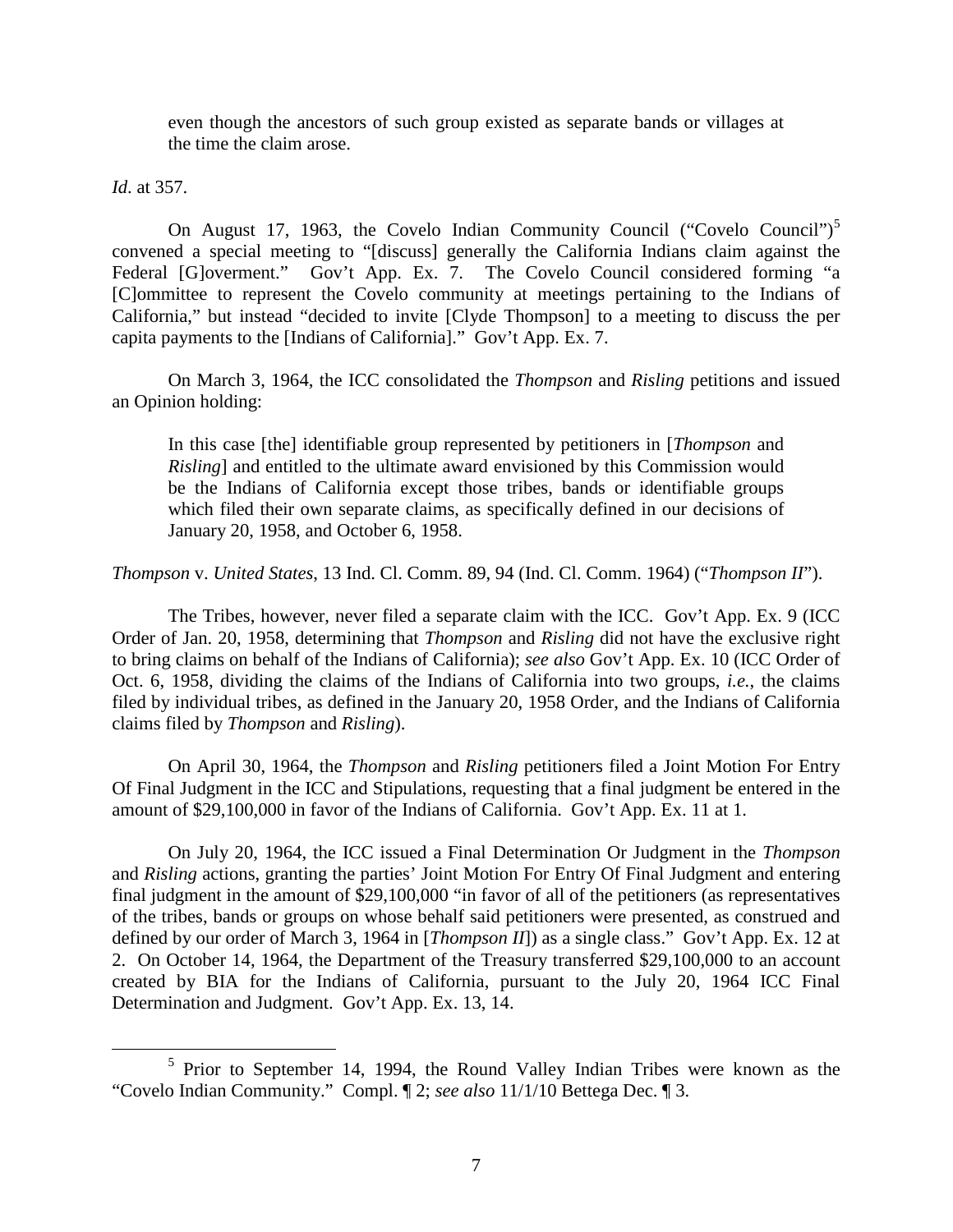> even though the ancestors of such group existed as separate bands or villages at the time the claim arose.

*Id*. at 357.

On August 17, 1963, the Covelo Indian Community Council ("Covelo Council")[5] convened a special meeting to "[discuss] generally the California Indians claim against the Federal [G]overment." Gov't App. Ex. 7. The Covelo Council considered forming "a [C]ommittee to represent the Covelo community at meetings pertaining to the Indians of California," but instead "decided to invite [Clyde Thompson] to a meeting to discuss the per capita payments to the [Indians of California]." Gov't App. Ex. 7.

On March 3, 1964, the ICC consolidated the *Thompson* and *Risling* petitions and issued an Opinion holding:

> In this case [the] identifiable group represented by petitioners in [*Thompson* and *Risling*] and entitled to the ultimate award envisioned by this Commission would be the Indians of California except those tribes, bands or identifiable groups which filed their own separate claims, as specifically defined in our decisions of January 20, 1958, and October 6, 1958.

*Thompson* v. *United States*, 13 Ind. Cl. Comm. 89, 94 (Ind. Cl. Comm. 1964) ("*Thompson II*").

The Tribes, however, never filed a separate claim with the ICC. Gov't App. Ex. 9 (ICC Order of Jan. 20, 1958, determining that *Thompson* and *Risling* did not have the exclusive right to bring claims on behalf of the Indians of California); *see also* Gov't App. Ex. 10 (ICC Order of Oct. 6, 1958, dividing the claims of the Indians of California into two groups, *i.e.*, the claims filed by individual tribes, as defined in the January 20, 1958 Order, and the Indians of California claims filed by *Thompson* and *Risling*).

On April 30, 1964, the *Thompson* and *Risling* petitioners filed a Joint Motion For Entry Of Final Judgment in the ICC and Stipulations, requesting that a final judgment be entered in the amount of $29,100,000 in favor of the Indians of California. Gov't App. Ex. 11 at 1.

On July 20, 1964, the ICC issued a Final Determination Or Judgment in the *Thompson* and *Risling* actions, granting the parties' Joint Motion For Entry Of Final Judgment and entering final judgment in the amount of $29,100,000 "in favor of all of the petitioners (as representatives of the tribes, bands or groups on whose behalf said petitioners were presented, as construed and defined by our order of March 3, 1964 in [*Thompson II*]) as a single class." Gov't App. Ex. 12 at 2. On October 14, 1964, the Department of the Treasury transferred $29,100,000 to an account created by BIA for the Indians of California, pursuant to the July 20, 1964 ICC Final Determination and Judgment. Gov't App. Ex. 13, 14.

---

[5] Prior to September 14, 1994, the Round Valley Indian Tribes were known as the "Covelo Indian Community." Compl. ¶ 2; *see also* 11/1/10 Bettega Dec. ¶ 3.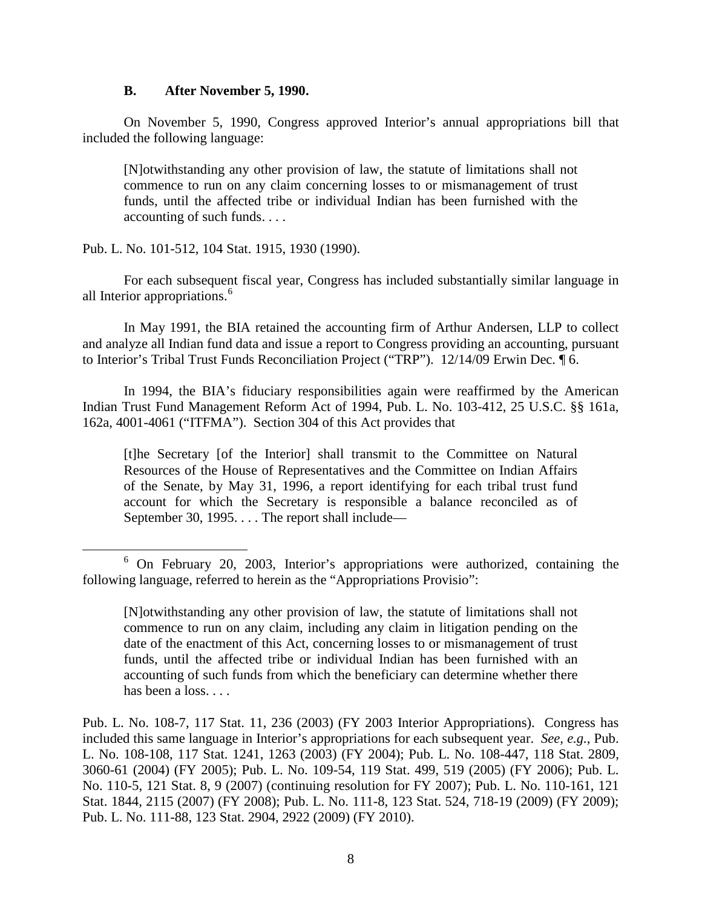### B. After November 5, 1990.

On November 5, 1990, Congress approved Interior's annual appropriations bill that included the following language:

> [N]otwithstanding any other provision of law, the statute of limitations shall not commence to run on any claim concerning losses to or mismanagement of trust funds, until the affected tribe or individual Indian has been furnished with the accounting of such funds. . . .

Pub. L. No. 101-512, 104 Stat. 1915, 1930 (1990).

For each subsequent fiscal year, Congress has included substantially similar language in all Interior appropriations.[6]

In May 1991, the BIA retained the accounting firm of Arthur Andersen, LLP to collect and analyze all Indian fund data and issue a report to Congress providing an accounting, pursuant to Interior's Tribal Trust Funds Reconciliation Project ("TRP"). 12/14/09 Erwin Dec. ¶ 6.

In 1994, the BIA's fiduciary responsibilities again were reaffirmed by the American Indian Trust Fund Management Reform Act of 1994, Pub. L. No. 103-412, 25 U.S.C. §§ 161a, 162a, 4001-4061 ("ITFMA"). Section 304 of this Act provides that

> [t]he Secretary [of the Interior] shall transmit to the Committee on Natural Resources of the House of Representatives and the Committee on Indian Affairs of the Senate, by May 31, 1996, a report identifying for each tribal trust fund account for which the Secretary is responsible a balance reconciled as of September 30, 1995. . . . The report shall include—

---

[6] On February 20, 2003, Interior's appropriations were authorized, containing the following language, referred to herein as the "Appropriations Provisio":

> [N]otwithstanding any other provision of law, the statute of limitations shall not commence to run on any claim, including any claim in litigation pending on the date of the enactment of this Act, concerning losses to or mismanagement of trust funds, until the affected tribe or individual Indian has been furnished with an accounting of such funds from which the beneficiary can determine whether there has been a loss. . . .

Pub. L. No. 108-7, 117 Stat. 11, 236 (2003) (FY 2003 Interior Appropriations). Congress has included this same language in Interior's appropriations for each subsequent year. *See, e.g.*, Pub. L. No. 108-108, 117 Stat. 1241, 1263 (2003) (FY 2004); Pub. L. No. 108-447, 118 Stat. 2809, 3060-61 (2004) (FY 2005); Pub. L. No. 109-54, 119 Stat. 499, 519 (2005) (FY 2006); Pub. L. No. 110-5, 121 Stat. 8, 9 (2007) (continuing resolution for FY 2007); Pub. L. No. 110-161, 121 Stat. 1844, 2115 (2007) (FY 2008); Pub. L. No. 111-8, 123 Stat. 524, 718-19 (2009) (FY 2009); Pub. L. No. 111-88, 123 Stat. 2904, 2922 (2009) (FY 2010).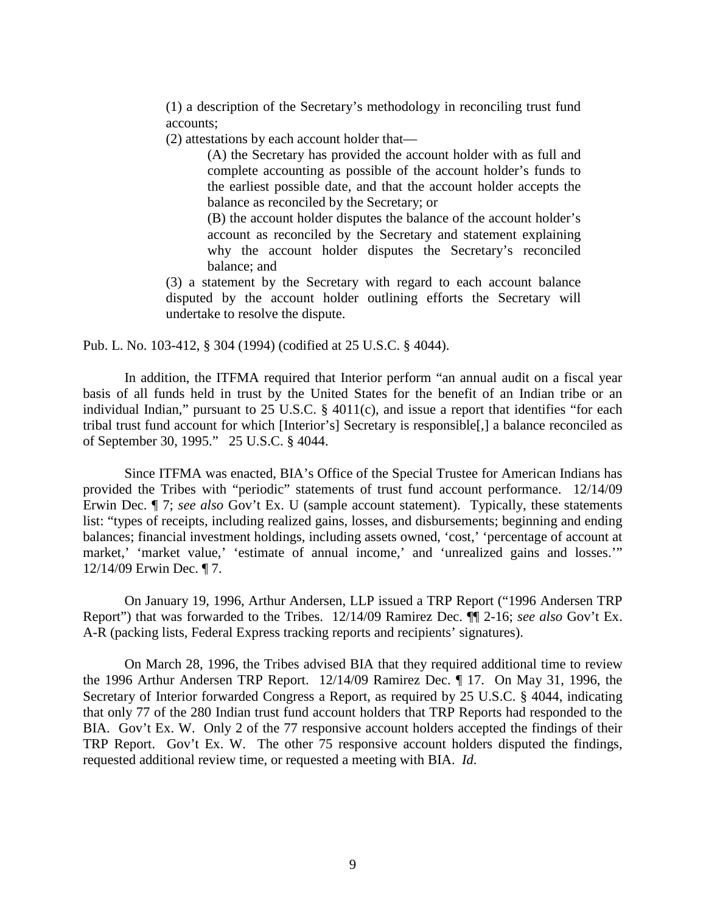> (1) a description of the Secretary's methodology in reconciling trust fund accounts;
>
> (2) attestations by each account holder that—
>
> > (A) the Secretary has provided the account holder with as full and complete accounting as possible of the account holder's funds to the earliest possible date, and that the account holder accepts the balance as reconciled by the Secretary; or
> >
> > (B) the account holder disputes the balance of the account holder's account as reconciled by the Secretary and statement explaining why the account holder disputes the Secretary's reconciled balance; and
>
> (3) a statement by the Secretary with regard to each account balance disputed by the account holder outlining efforts the Secretary will undertake to resolve the dispute.

Pub. L. No. 103-412, § 304 (1994) (codified at 25 U.S.C. § 4044).

In addition, the ITFMA required that Interior perform "an annual audit on a fiscal year basis of all funds held in trust by the United States for the benefit of an Indian tribe or an individual Indian," pursuant to 25 U.S.C. § 4011(c), and issue a report that identifies "for each tribal trust fund account for which [Interior's] Secretary is responsible[,] a balance reconciled as of September 30, 1995." 25 U.S.C. § 4044.

Since ITFMA was enacted, BIA's Office of the Special Trustee for American Indians has provided the Tribes with "periodic" statements of trust fund account performance. 12/14/09 Erwin Dec. ¶ 7; *see also* Gov't Ex. U (sample account statement). Typically, these statements list: "types of receipts, including realized gains, losses, and disbursements; beginning and ending balances; financial investment holdings, including assets owned, 'cost,' 'percentage of account at market,' 'market value,' 'estimate of annual income,' and 'unrealized gains and losses.'" 12/14/09 Erwin Dec. ¶ 7.

On January 19, 1996, Arthur Andersen, LLP issued a TRP Report ("1996 Andersen TRP Report") that was forwarded to the Tribes. 12/14/09 Ramirez Dec. ¶¶ 2-16; *see also* Gov't Ex. A-R (packing lists, Federal Express tracking reports and recipients' signatures).

On March 28, 1996, the Tribes advised BIA that they required additional time to review the 1996 Arthur Andersen TRP Report. 12/14/09 Ramirez Dec. ¶ 17. On May 31, 1996, the Secretary of Interior forwarded Congress a Report, as required by 25 U.S.C. § 4044, indicating that only 77 of the 280 Indian trust fund account holders that TRP Reports had responded to the BIA. Gov't Ex. W. Only 2 of the 77 responsive account holders accepted the findings of their TRP Report. Gov't Ex. W. The other 75 responsive account holders disputed the findings, requested additional review time, or requested a meeting with BIA. *Id.*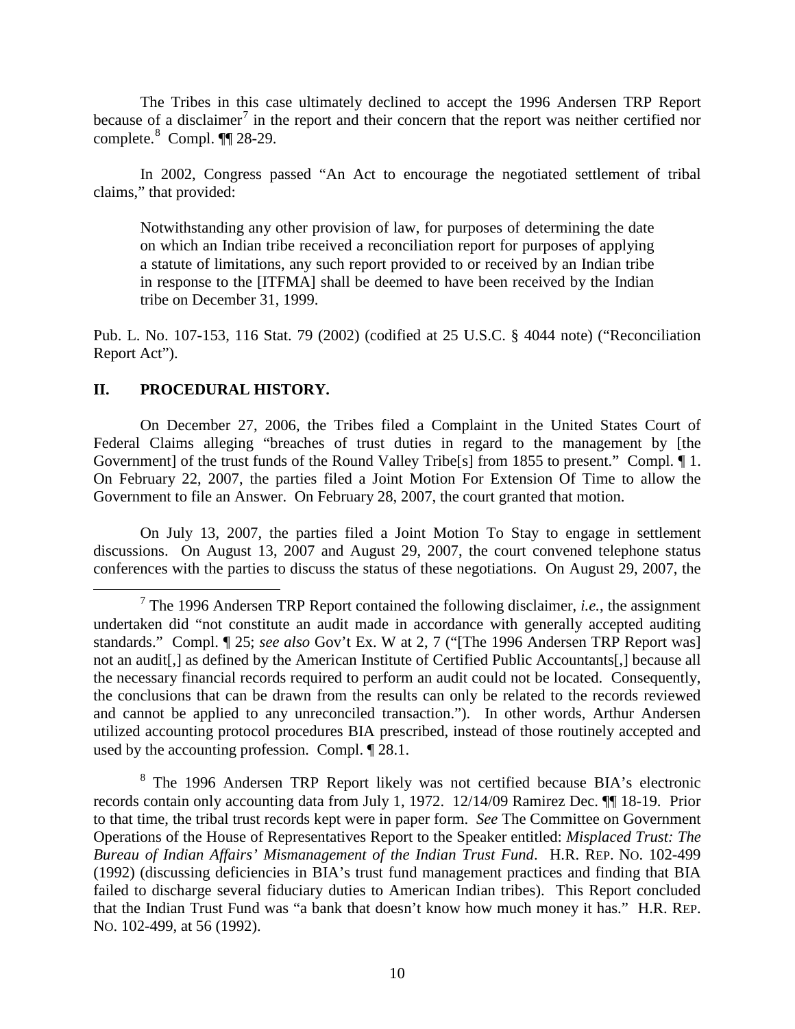The Tribes in this case ultimately declined to accept the 1996 Andersen TRP Report because of a disclaimer[7] in the report and their concern that the report was neither certified nor complete.[8] Compl. ¶¶ 28-29.

In 2002, Congress passed "An Act to encourage the negotiated settlement of tribal claims," that provided:

> Notwithstanding any other provision of law, for purposes of determining the date on which an Indian tribe received a reconciliation report for purposes of applying a statute of limitations, any such report provided to or received by an Indian tribe in response to the [ITFMA] shall be deemed to have been received by the Indian tribe on December 31, 1999.

Pub. L. No. 107-153, 116 Stat. 79 (2002) (codified at 25 U.S.C. § 4044 note) ("Reconciliation Report Act").

## II. PROCEDURAL HISTORY.

On December 27, 2006, the Tribes filed a Complaint in the United States Court of Federal Claims alleging "breaches of trust duties in regard to the management by [the Government] of the trust funds of the Round Valley Tribe[s] from 1855 to present." Compl. ¶ 1. On February 22, 2007, the parties filed a Joint Motion For Extension Of Time to allow the Government to file an Answer. On February 28, 2007, the court granted that motion.

On July 13, 2007, the parties filed a Joint Motion To Stay to engage in settlement discussions. On August 13, 2007 and August 29, 2007, the court convened telephone status conferences with the parties to discuss the status of these negotiations. On August 29, 2007, the

---

[7] The 1996 Andersen TRP Report contained the following disclaimer, *i.e.*, the assignment undertaken did "not constitute an audit made in accordance with generally accepted auditing standards." Compl. ¶ 25; *see also* Gov't Ex. W at 2, 7 ("[The 1996 Andersen TRP Report was] not an audit[,] as defined by the American Institute of Certified Public Accountants[,] because all the necessary financial records required to perform an audit could not be located. Consequently, the conclusions that can be drawn from the results can only be related to the records reviewed and cannot be applied to any unreconciled transaction."). In other words, Arthur Andersen utilized accounting protocol procedures BIA prescribed, instead of those routinely accepted and used by the accounting profession. Compl. ¶ 28.1.

[8] The 1996 Andersen TRP Report likely was not certified because BIA's electronic records contain only accounting data from July 1, 1972. 12/14/09 Ramirez Dec. ¶¶ 18-19. Prior to that time, the tribal trust records kept were in paper form. *See* The Committee on Government Operations of the House of Representatives Report to the Speaker entitled: *Misplaced Trust: The Bureau of Indian Affairs' Mismanagement of the Indian Trust Fund*. H.R. REP. NO. 102-499 (1992) (discussing deficiencies in BIA's trust fund management practices and finding that BIA failed to discharge several fiduciary duties to American Indian tribes). This Report concluded that the Indian Trust Fund was "a bank that doesn't know how much money it has." H.R. REP. NO. 102-499, at 56 (1992).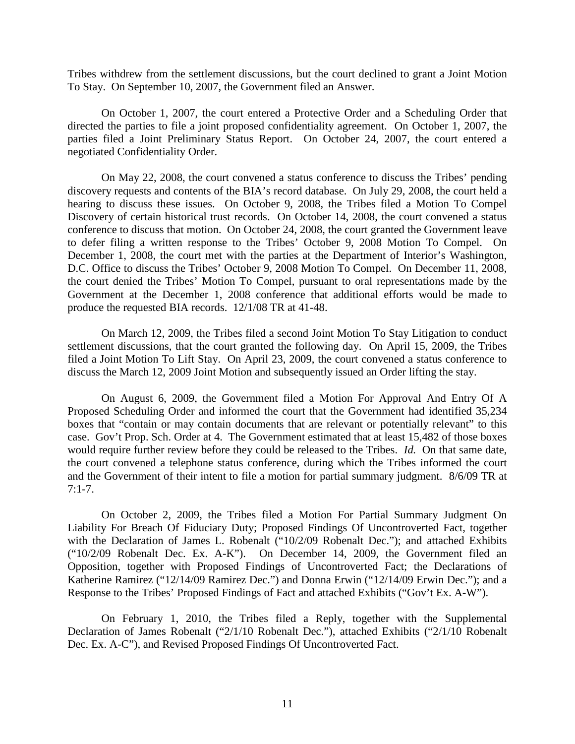Tribes withdrew from the settlement discussions, but the court declined to grant a Joint Motion To Stay. On September 10, 2007, the Government filed an Answer.

On October 1, 2007, the court entered a Protective Order and a Scheduling Order that directed the parties to file a joint proposed confidentiality agreement. On October 1, 2007, the parties filed a Joint Preliminary Status Report. On October 24, 2007, the court entered a negotiated Confidentiality Order.

On May 22, 2008, the court convened a status conference to discuss the Tribes' pending discovery requests and contents of the BIA's record database. On July 29, 2008, the court held a hearing to discuss these issues. On October 9, 2008, the Tribes filed a Motion To Compel Discovery of certain historical trust records. On October 14, 2008, the court convened a status conference to discuss that motion. On October 24, 2008, the court granted the Government leave to defer filing a written response to the Tribes' October 9, 2008 Motion To Compel. On December 1, 2008, the court met with the parties at the Department of Interior's Washington, D.C. Office to discuss the Tribes' October 9, 2008 Motion To Compel. On December 11, 2008, the court denied the Tribes' Motion To Compel, pursuant to oral representations made by the Government at the December 1, 2008 conference that additional efforts would be made to produce the requested BIA records. 12/1/08 TR at 41-48.

On March 12, 2009, the Tribes filed a second Joint Motion To Stay Litigation to conduct settlement discussions, that the court granted the following day. On April 15, 2009, the Tribes filed a Joint Motion To Lift Stay. On April 23, 2009, the court convened a status conference to discuss the March 12, 2009 Joint Motion and subsequently issued an Order lifting the stay.

On August 6, 2009, the Government filed a Motion For Approval And Entry Of A Proposed Scheduling Order and informed the court that the Government had identified 35,234 boxes that "contain or may contain documents that are relevant or potentially relevant" to this case. Gov't Prop. Sch. Order at 4. The Government estimated that at least 15,482 of those boxes would require further review before they could be released to the Tribes. *Id.* On that same date, the court convened a telephone status conference, during which the Tribes informed the court and the Government of their intent to file a motion for partial summary judgment. 8/6/09 TR at 7:1-7.

On October 2, 2009, the Tribes filed a Motion For Partial Summary Judgment On Liability For Breach Of Fiduciary Duty; Proposed Findings Of Uncontroverted Fact, together with the Declaration of James L. Robenalt ("10/2/09 Robenalt Dec."); and attached Exhibits ("10/2/09 Robenalt Dec. Ex. A-K"). On December 14, 2009, the Government filed an Opposition, together with Proposed Findings of Uncontroverted Fact; the Declarations of Katherine Ramirez ("12/14/09 Ramirez Dec.") and Donna Erwin ("12/14/09 Erwin Dec."); and a Response to the Tribes' Proposed Findings of Fact and attached Exhibits ("Gov't Ex. A-W").

On February 1, 2010, the Tribes filed a Reply, together with the Supplemental Declaration of James Robenalt ("2/1/10 Robenalt Dec."), attached Exhibits ("2/1/10 Robenalt Dec. Ex. A-C"), and Revised Proposed Findings Of Uncontroverted Fact.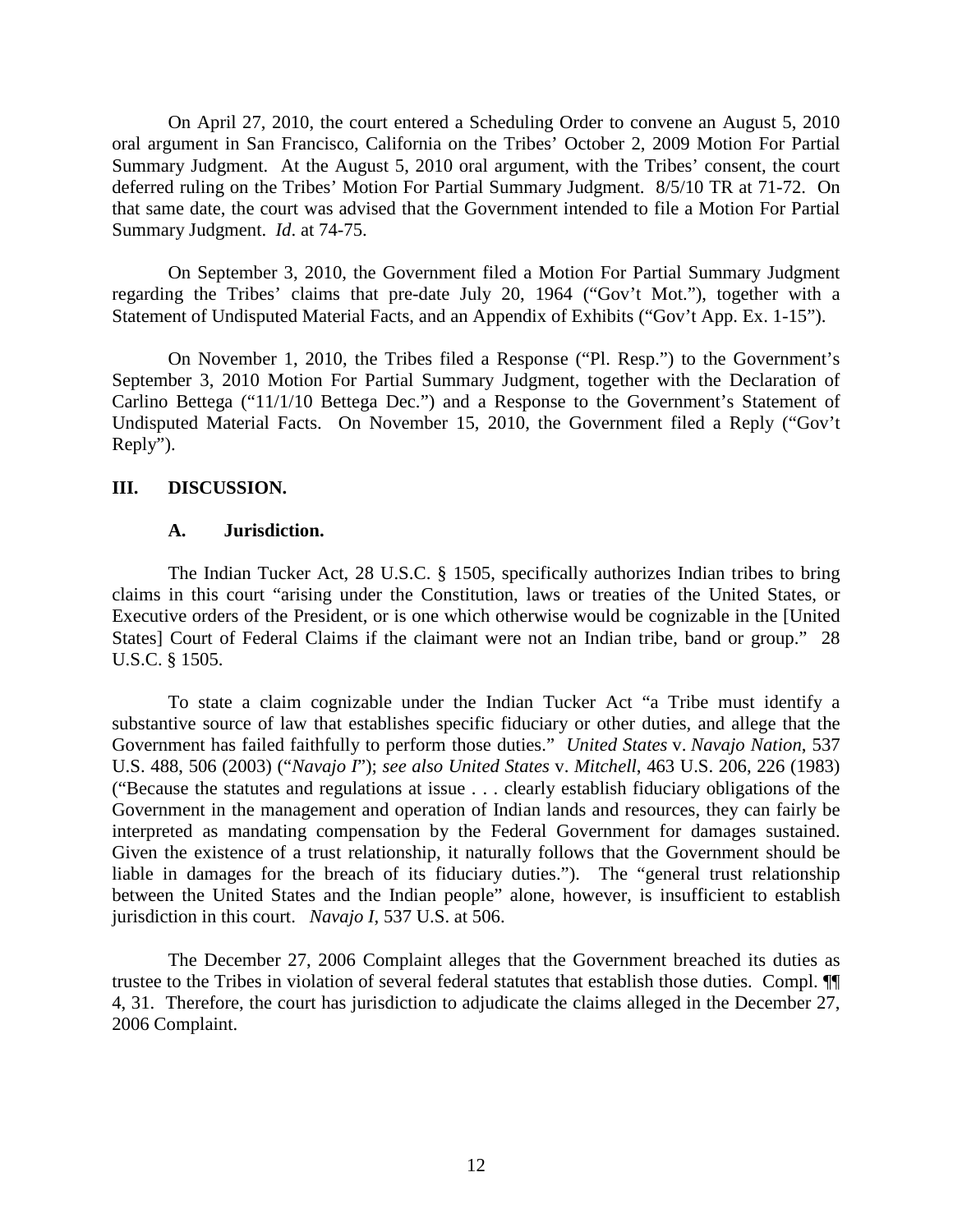On April 27, 2010, the court entered a Scheduling Order to convene an August 5, 2010 oral argument in San Francisco, California on the Tribes' October 2, 2009 Motion For Partial Summary Judgment. At the August 5, 2010 oral argument, with the Tribes' consent, the court deferred ruling on the Tribes' Motion For Partial Summary Judgment. 8/5/10 TR at 71-72. On that same date, the court was advised that the Government intended to file a Motion For Partial Summary Judgment. *Id*. at 74-75.

On September 3, 2010, the Government filed a Motion For Partial Summary Judgment regarding the Tribes' claims that pre-date July 20, 1964 ("Gov't Mot."), together with a Statement of Undisputed Material Facts, and an Appendix of Exhibits ("Gov't App. Ex. 1-15").

On November 1, 2010, the Tribes filed a Response ("Pl. Resp.") to the Government's September 3, 2010 Motion For Partial Summary Judgment, together with the Declaration of Carlino Bettega ("11/1/10 Bettega Dec.") and a Response to the Government's Statement of Undisputed Material Facts. On November 15, 2010, the Government filed a Reply ("Gov't Reply").

## III. DISCUSSION.

### A. Jurisdiction.

The Indian Tucker Act, 28 U.S.C. § 1505, specifically authorizes Indian tribes to bring claims in this court "arising under the Constitution, laws or treaties of the United States, or Executive orders of the President, or is one which otherwise would be cognizable in the [United States] Court of Federal Claims if the claimant were not an Indian tribe, band or group." 28 U.S.C. § 1505.

To state a claim cognizable under the Indian Tucker Act "a Tribe must identify a substantive source of law that establishes specific fiduciary or other duties, and allege that the Government has failed faithfully to perform those duties." *United States* v. *Navajo Nation*, 537 U.S. 488, 506 (2003) ("*Navajo I*"); *see also United States* v. *Mitchell*, 463 U.S. 206, 226 (1983) ("Because the statutes and regulations at issue . . . clearly establish fiduciary obligations of the Government in the management and operation of Indian lands and resources, they can fairly be interpreted as mandating compensation by the Federal Government for damages sustained. Given the existence of a trust relationship, it naturally follows that the Government should be liable in damages for the breach of its fiduciary duties."). The "general trust relationship between the United States and the Indian people" alone, however, is insufficient to establish jurisdiction in this court. *Navajo I*, 537 U.S. at 506.

The December 27, 2006 Complaint alleges that the Government breached its duties as trustee to the Tribes in violation of several federal statutes that establish those duties. Compl. ¶¶ 4, 31. Therefore, the court has jurisdiction to adjudicate the claims alleged in the December 27, 2006 Complaint.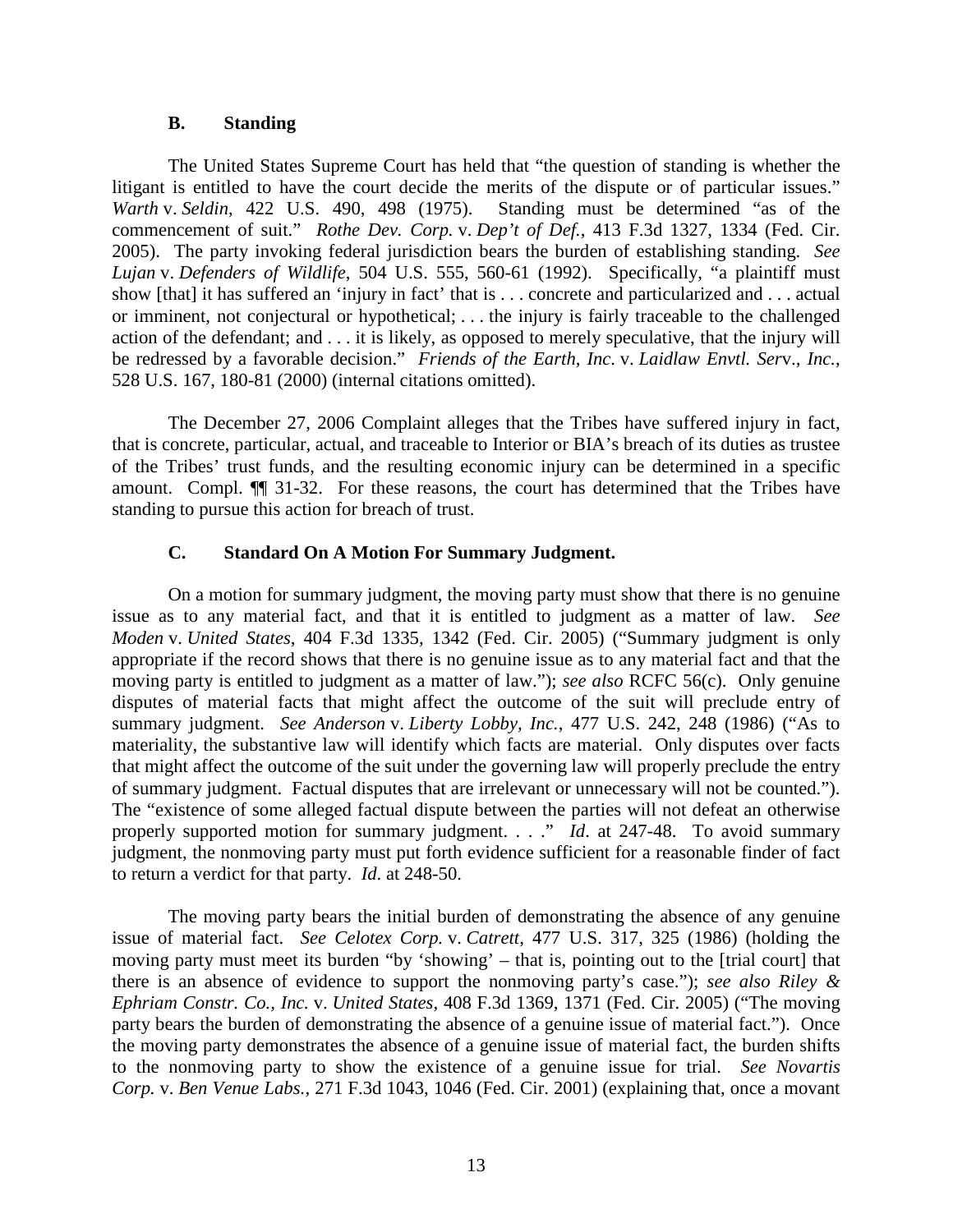### B. Standing

The United States Supreme Court has held that "the question of standing is whether the litigant is entitled to have the court decide the merits of the dispute or of particular issues." *Warth* v. *Seldin*, 422 U.S. 490, 498 (1975). Standing must be determined "as of the commencement of suit." *Rothe Dev. Corp.* v. *Dep't of Def.*, 413 F.3d 1327, 1334 (Fed. Cir. 2005). The party invoking federal jurisdiction bears the burden of establishing standing. *See Lujan* v. *Defenders of Wildlife*, 504 U.S. 555, 560-61 (1992). Specifically, "a plaintiff must show [that] it has suffered an 'injury in fact' that is . . . concrete and particularized and . . . actual or imminent, not conjectural or hypothetical; . . . the injury is fairly traceable to the challenged action of the defendant; and . . . it is likely, as opposed to merely speculative, that the injury will be redressed by a favorable decision." *Friends of the Earth, Inc.* v. *Laidlaw Envtl. Serv., Inc.*, 528 U.S. 167, 180-81 (2000) (internal citations omitted).

The December 27, 2006 Complaint alleges that the Tribes have suffered injury in fact, that is concrete, particular, actual, and traceable to Interior or BIA's breach of its duties as trustee of the Tribes' trust funds, and the resulting economic injury can be determined in a specific amount. Compl. ¶¶ 31-32. For these reasons, the court has determined that the Tribes have standing to pursue this action for breach of trust.

### C. Standard On A Motion For Summary Judgment.

On a motion for summary judgment, the moving party must show that there is no genuine issue as to any material fact, and that it is entitled to judgment as a matter of law. *See Moden* v. *United States*, 404 F.3d 1335, 1342 (Fed. Cir. 2005) ("Summary judgment is only appropriate if the record shows that there is no genuine issue as to any material fact and that the moving party is entitled to judgment as a matter of law."); *see also* RCFC 56(c). Only genuine disputes of material facts that might affect the outcome of the suit will preclude entry of summary judgment. *See Anderson* v. *Liberty Lobby, Inc.*, 477 U.S. 242, 248 (1986) ("As to materiality, the substantive law will identify which facts are material. Only disputes over facts that might affect the outcome of the suit under the governing law will properly preclude the entry of summary judgment. Factual disputes that are irrelevant or unnecessary will not be counted."). The "existence of some alleged factual dispute between the parties will not defeat an otherwise properly supported motion for summary judgment. . . ." *Id*. at 247-48. To avoid summary judgment, the nonmoving party must put forth evidence sufficient for a reasonable finder of fact to return a verdict for that party. *Id*. at 248-50.

The moving party bears the initial burden of demonstrating the absence of any genuine issue of material fact. *See Celotex Corp.* v. *Catrett*, 477 U.S. 317, 325 (1986) (holding the moving party must meet its burden "by 'showing' – that is, pointing out to the [trial court] that there is an absence of evidence to support the nonmoving party's case."); *see also Riley & Ephriam Constr. Co., Inc.* v. *United States*, 408 F.3d 1369, 1371 (Fed. Cir. 2005) ("The moving party bears the burden of demonstrating the absence of a genuine issue of material fact."). Once the moving party demonstrates the absence of a genuine issue of material fact, the burden shifts to the nonmoving party to show the existence of a genuine issue for trial. *See Novartis Corp.* v. *Ben Venue Labs.*, 271 F.3d 1043, 1046 (Fed. Cir. 2001) (explaining that, once a movant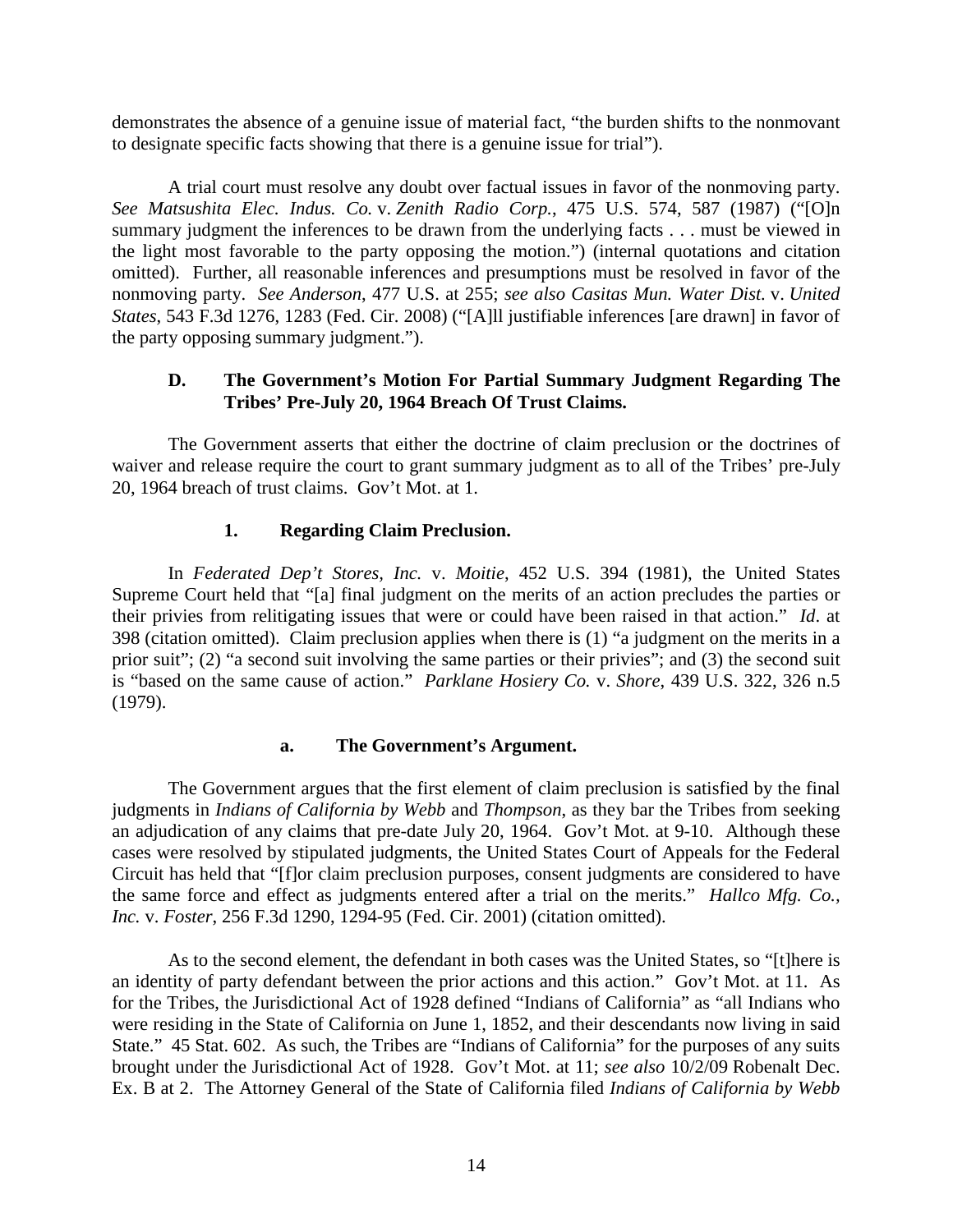demonstrates the absence of a genuine issue of material fact, "the burden shifts to the nonmovant to designate specific facts showing that there is a genuine issue for trial").

A trial court must resolve any doubt over factual issues in favor of the nonmoving party. *See Matsushita Elec. Indus. Co.* v. *Zenith Radio Corp.*, 475 U.S. 574, 587 (1987) ("[O]n summary judgment the inferences to be drawn from the underlying facts . . . must be viewed in the light most favorable to the party opposing the motion.") (internal quotations and citation omitted). Further, all reasonable inferences and presumptions must be resolved in favor of the nonmoving party. *See Anderson*, 477 U.S. at 255; *see also Casitas Mun. Water Dist.* v. *United States*, 543 F.3d 1276, 1283 (Fed. Cir. 2008) ("[A]ll justifiable inferences [are drawn] in favor of the party opposing summary judgment.").

### D. The Government's Motion For Partial Summary Judgment Regarding The Tribes' Pre-July 20, 1964 Breach Of Trust Claims.

The Government asserts that either the doctrine of claim preclusion or the doctrines of waiver and release require the court to grant summary judgment as to all of the Tribes' pre-July 20, 1964 breach of trust claims. Gov't Mot. at 1.

#### 1. Regarding Claim Preclusion.

In *Federated Dep't Stores, Inc.* v. *Moitie*, 452 U.S. 394 (1981), the United States Supreme Court held that "[a] final judgment on the merits of an action precludes the parties or their privies from relitigating issues that were or could have been raised in that action." *Id*. at 398 (citation omitted). Claim preclusion applies when there is (1) "a judgment on the merits in a prior suit"; (2) "a second suit involving the same parties or their privies"; and (3) the second suit is "based on the same cause of action." *Parklane Hosiery Co.* v. *Shore*, 439 U.S. 322, 326 n.5 (1979).

##### a. The Government's Argument.

The Government argues that the first element of claim preclusion is satisfied by the final judgments in *Indians of California by Webb* and *Thompson*, as they bar the Tribes from seeking an adjudication of any claims that pre-date July 20, 1964. Gov't Mot. at 9-10. Although these cases were resolved by stipulated judgments, the United States Court of Appeals for the Federal Circuit has held that "[f]or claim preclusion purposes, consent judgments are considered to have the same force and effect as judgments entered after a trial on the merits." *Hallco Mfg. Co., Inc.* v. *Foster*, 256 F.3d 1290, 1294-95 (Fed. Cir. 2001) (citation omitted).

As to the second element, the defendant in both cases was the United States, so "[t]here is an identity of party defendant between the prior actions and this action." Gov't Mot. at 11. As for the Tribes, the Jurisdictional Act of 1928 defined "Indians of California" as "all Indians who were residing in the State of California on June 1, 1852, and their descendants now living in said State." 45 Stat. 602. As such, the Tribes are "Indians of California" for the purposes of any suits brought under the Jurisdictional Act of 1928. Gov't Mot. at 11; *see also* 10/2/09 Robenalt Dec. Ex. B at 2. The Attorney General of the State of California filed *Indians of California by Webb*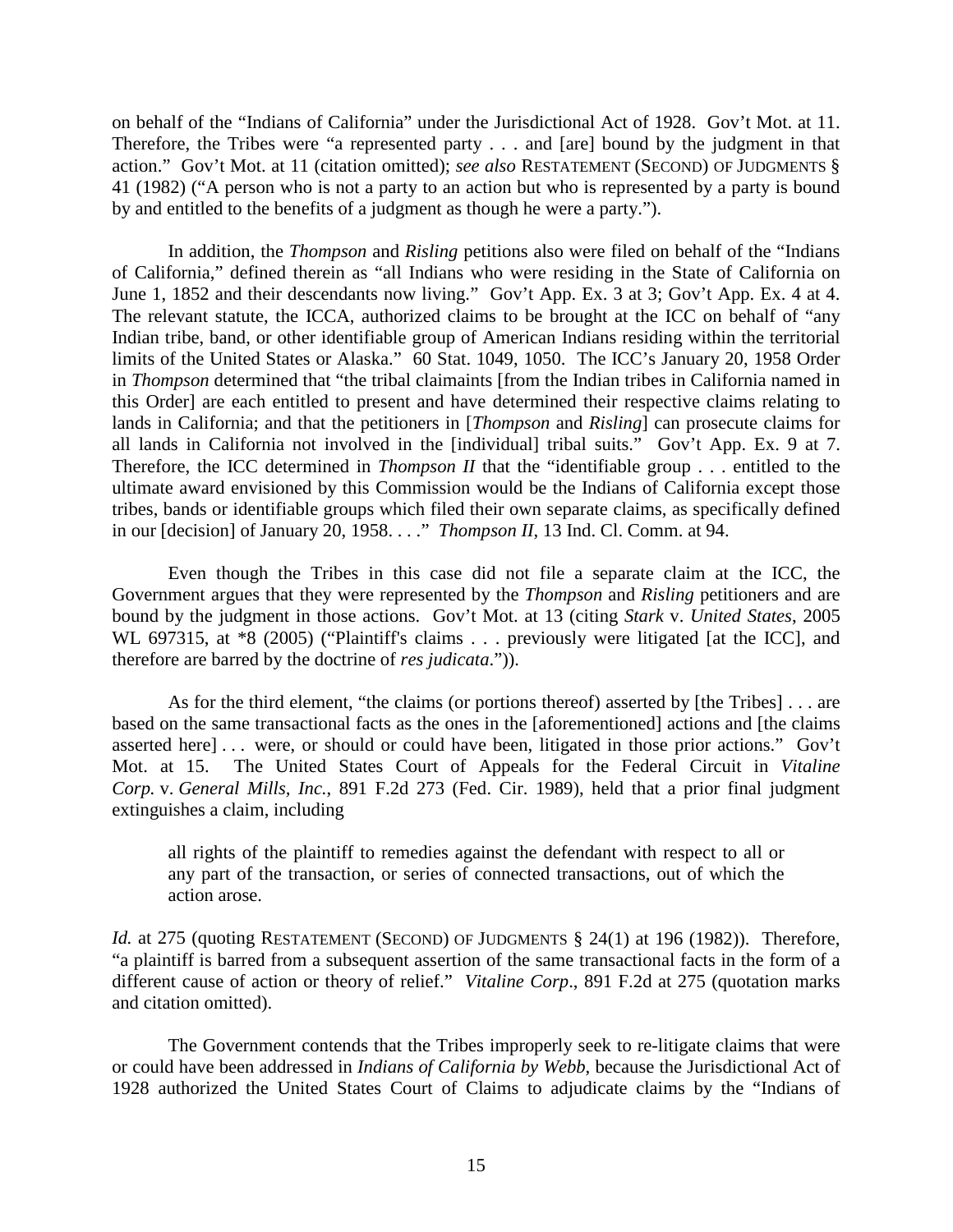on behalf of the "Indians of California" under the Jurisdictional Act of 1928. Gov't Mot. at 11. Therefore, the Tribes were "a represented party . . . and [are] bound by the judgment in that action." Gov't Mot. at 11 (citation omitted); *see also* RESTATEMENT (SECOND) OF JUDGMENTS § 41 (1982) ("A person who is not a party to an action but who is represented by a party is bound by and entitled to the benefits of a judgment as though he were a party.").

In addition, the *Thompson* and *Risling* petitions also were filed on behalf of the "Indians of California," defined therein as "all Indians who were residing in the State of California on June 1, 1852 and their descendants now living." Gov't App. Ex. 3 at 3; Gov't App. Ex. 4 at 4. The relevant statute, the ICCA, authorized claims to be brought at the ICC on behalf of "any Indian tribe, band, or other identifiable group of American Indians residing within the territorial limits of the United States or Alaska." 60 Stat. 1049, 1050. The ICC's January 20, 1958 Order in *Thompson* determined that "the tribal claimaints [from the Indian tribes in California named in this Order] are each entitled to present and have determined their respective claims relating to lands in California; and that the petitioners in [*Thompson* and *Risling*] can prosecute claims for all lands in California not involved in the [individual] tribal suits." Gov't App. Ex. 9 at 7. Therefore, the ICC determined in *Thompson II* that the "identifiable group . . . entitled to the ultimate award envisioned by this Commission would be the Indians of California except those tribes, bands or identifiable groups which filed their own separate claims, as specifically defined in our [decision] of January 20, 1958. . . ." *Thompson II*, 13 Ind. Cl. Comm. at 94.

Even though the Tribes in this case did not file a separate claim at the ICC, the Government argues that they were represented by the *Thompson* and *Risling* petitioners and are bound by the judgment in those actions. Gov't Mot. at 13 (citing *Stark* v. *United States*, 2005 WL 697315, at \*8 (2005) ("Plaintiff's claims . . . previously were litigated [at the ICC], and therefore are barred by the doctrine of *res judicata*.")).

As for the third element, "the claims (or portions thereof) asserted by [the Tribes] . . . are based on the same transactional facts as the ones in the [aforementioned] actions and [the claims asserted here] . . . were, or should or could have been, litigated in those prior actions." Gov't Mot. at 15. The United States Court of Appeals for the Federal Circuit in *Vitaline Corp.* v. *General Mills, Inc.*, 891 F.2d 273 (Fed. Cir. 1989), held that a prior final judgment extinguishes a claim, including

> all rights of the plaintiff to remedies against the defendant with respect to all or any part of the transaction, or series of connected transactions, out of which the action arose.

*Id.* at 275 (quoting RESTATEMENT (SECOND) OF JUDGMENTS § 24(1) at 196 (1982)). Therefore, "a plaintiff is barred from a subsequent assertion of the same transactional facts in the form of a different cause of action or theory of relief." *Vitaline Corp*., 891 F.2d at 275 (quotation marks and citation omitted).

The Government contends that the Tribes improperly seek to re-litigate claims that were or could have been addressed in *Indians of California by Webb*, because the Jurisdictional Act of 1928 authorized the United States Court of Claims to adjudicate claims by the "Indians of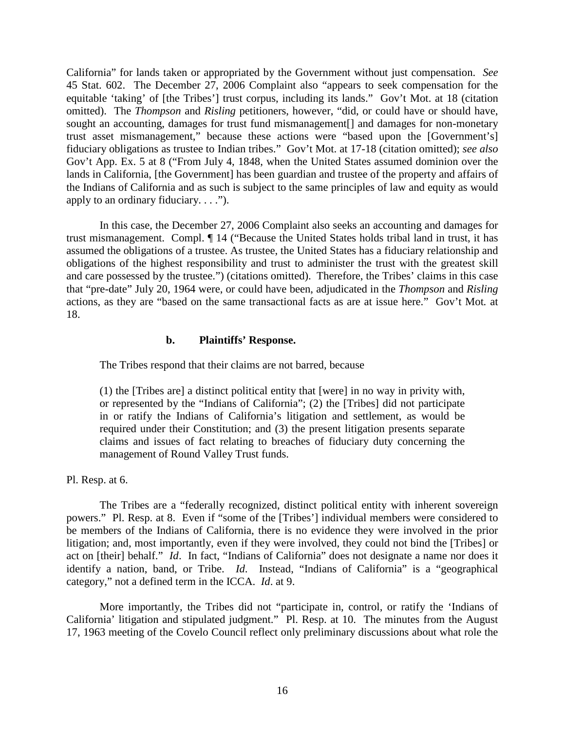California" for lands taken or appropriated by the Government without just compensation. *See* 45 Stat. 602. The December 27, 2006 Complaint also "appears to seek compensation for the equitable 'taking' of [the Tribes'] trust corpus, including its lands." Gov't Mot. at 18 (citation omitted). The *Thompson* and *Risling* petitioners, however, "did, or could have or should have, sought an accounting, damages for trust fund mismanagement[] and damages for non-monetary trust asset mismanagement," because these actions were "based upon the [Government's] fiduciary obligations as trustee to Indian tribes." Gov't Mot. at 17-18 (citation omitted); *see also* Gov't App. Ex. 5 at 8 ("From July 4, 1848, when the United States assumed dominion over the lands in California, [the Government] has been guardian and trustee of the property and affairs of the Indians of California and as such is subject to the same principles of law and equity as would apply to an ordinary fiduciary. . . .").

In this case, the December 27, 2006 Complaint also seeks an accounting and damages for trust mismanagement. Compl. ¶ 14 ("Because the United States holds tribal land in trust, it has assumed the obligations of a trustee. As trustee, the United States has a fiduciary relationship and obligations of the highest responsibility and trust to administer the trust with the greatest skill and care possessed by the trustee.") (citations omitted). Therefore, the Tribes' claims in this case that "pre-date" July 20, 1964 were, or could have been, adjudicated in the *Thompson* and *Risling* actions, as they are "based on the same transactional facts as are at issue here." Gov't Mot. at 18.

#### b. Plaintiffs' Response.

The Tribes respond that their claims are not barred, because

> (1) the [Tribes are] a distinct political entity that [were] in no way in privity with, or represented by the "Indians of California"; (2) the [Tribes] did not participate in or ratify the Indians of California's litigation and settlement, as would be required under their Constitution; and (3) the present litigation presents separate claims and issues of fact relating to breaches of fiduciary duty concerning the management of Round Valley Trust funds.

Pl. Resp. at 6.

The Tribes are a "federally recognized, distinct political entity with inherent sovereign powers." Pl. Resp. at 8. Even if "some of the [Tribes'] individual members were considered to be members of the Indians of California, there is no evidence they were involved in the prior litigation; and, most importantly, even if they were involved, they could not bind the [Tribes] or act on [their] behalf." *Id*. In fact, "Indians of California" does not designate a name nor does it identify a nation, band, or Tribe. *Id*. Instead, "Indians of California" is a "geographical category," not a defined term in the ICCA. *Id*. at 9.

More importantly, the Tribes did not "participate in, control, or ratify the 'Indians of California' litigation and stipulated judgment." Pl. Resp. at 10. The minutes from the August 17, 1963 meeting of the Covelo Council reflect only preliminary discussions about what role the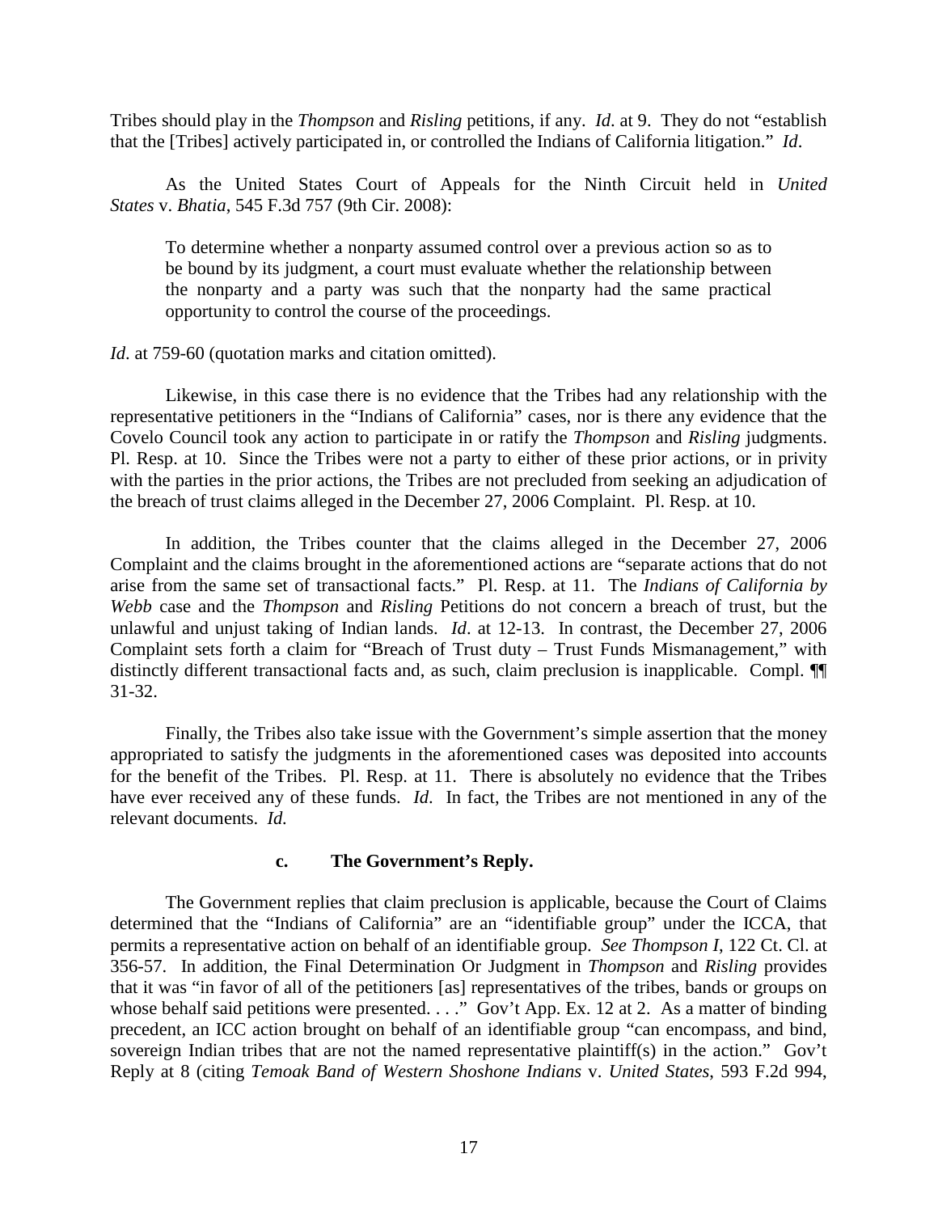Tribes should play in the *Thompson* and *Risling* petitions, if any. *Id*. at 9. They do not "establish that the [Tribes] actively participated in, or controlled the Indians of California litigation." *Id*.

As the United States Court of Appeals for the Ninth Circuit held in *United States* v. *Bhatia*, 545 F.3d 757 (9th Cir. 2008):

> To determine whether a nonparty assumed control over a previous action so as to be bound by its judgment, a court must evaluate whether the relationship between the nonparty and a party was such that the nonparty had the same practical opportunity to control the course of the proceedings.

*Id*. at 759-60 (quotation marks and citation omitted).

Likewise, in this case there is no evidence that the Tribes had any relationship with the representative petitioners in the "Indians of California" cases, nor is there any evidence that the Covelo Council took any action to participate in or ratify the *Thompson* and *Risling* judgments. Pl. Resp. at 10. Since the Tribes were not a party to either of these prior actions, or in privity with the parties in the prior actions, the Tribes are not precluded from seeking an adjudication of the breach of trust claims alleged in the December 27, 2006 Complaint. Pl. Resp. at 10.

In addition, the Tribes counter that the claims alleged in the December 27, 2006 Complaint and the claims brought in the aforementioned actions are "separate actions that do not arise from the same set of transactional facts." Pl. Resp. at 11. The *Indians of California by Webb* case and the *Thompson* and *Risling* Petitions do not concern a breach of trust, but the unlawful and unjust taking of Indian lands. *Id*. at 12-13. In contrast, the December 27, 2006 Complaint sets forth a claim for "Breach of Trust duty – Trust Funds Mismanagement," with distinctly different transactional facts and, as such, claim preclusion is inapplicable. Compl. ¶¶ 31-32.

Finally, the Tribes also take issue with the Government's simple assertion that the money appropriated to satisfy the judgments in the aforementioned cases was deposited into accounts for the benefit of the Tribes. Pl. Resp. at 11. There is absolutely no evidence that the Tribes have ever received any of these funds. *Id.* In fact, the Tribes are not mentioned in any of the relevant documents. *Id.*

#### c. The Government's Reply.

The Government replies that claim preclusion is applicable, because the Court of Claims determined that the "Indians of California" are an "identifiable group" under the ICCA, that permits a representative action on behalf of an identifiable group. *See Thompson I*, 122 Ct. Cl. at 356-57. In addition, the Final Determination Or Judgment in *Thompson* and *Risling* provides that it was "in favor of all of the petitioners [as] representatives of the tribes, bands or groups on whose behalf said petitions were presented. . . ." Gov't App. Ex. 12 at 2. As a matter of binding precedent, an ICC action brought on behalf of an identifiable group "can encompass, and bind, sovereign Indian tribes that are not the named representative plaintiff(s) in the action." Gov't Reply at 8 (citing *Temoak Band of Western Shoshone Indians* v. *United States*, 593 F.2d 994,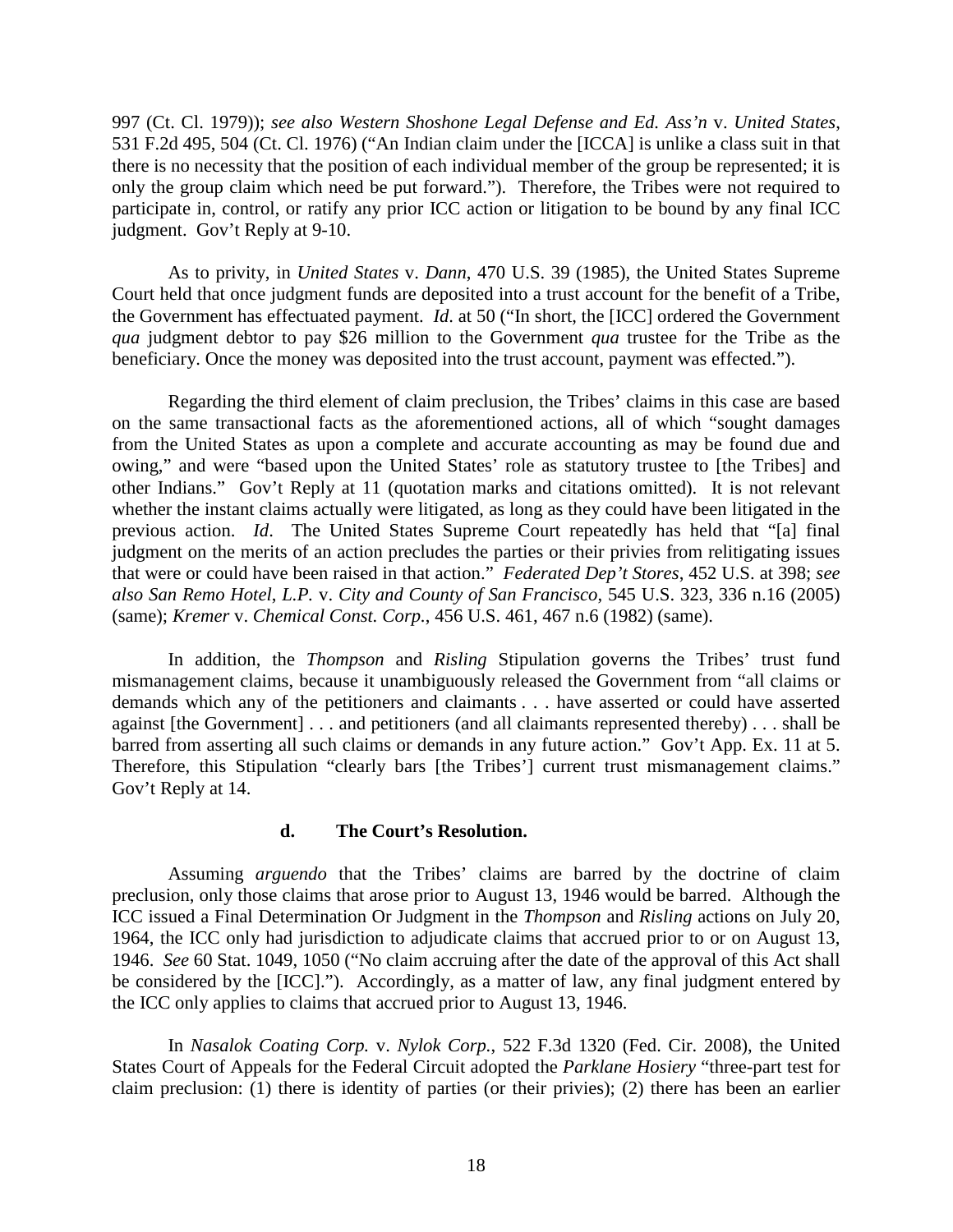997 (Ct. Cl. 1979)); *see also Western Shoshone Legal Defense and Ed. Ass'n* v. *United States*, 531 F.2d 495, 504 (Ct. Cl. 1976) ("An Indian claim under the [ICCA] is unlike a class suit in that there is no necessity that the position of each individual member of the group be represented; it is only the group claim which need be put forward."). Therefore, the Tribes were not required to participate in, control, or ratify any prior ICC action or litigation to be bound by any final ICC judgment. Gov't Reply at 9-10.

As to privity, in *United States* v. *Dann*, 470 U.S. 39 (1985), the United States Supreme Court held that once judgment funds are deposited into a trust account for the benefit of a Tribe, the Government has effectuated payment. *Id.* at 50 ("In short, the [ICC] ordered the Government *qua* judgment debtor to pay $26 million to the Government *qua* trustee for the Tribe as the beneficiary. Once the money was deposited into the trust account, payment was effected.").

Regarding the third element of claim preclusion, the Tribes' claims in this case are based on the same transactional facts as the aforementioned actions, all of which "sought damages from the United States as upon a complete and accurate accounting as may be found due and owing," and were "based upon the United States' role as statutory trustee to [the Tribes] and other Indians." Gov't Reply at 11 (quotation marks and citations omitted). It is not relevant whether the instant claims actually were litigated, as long as they could have been litigated in the previous action. *Id*. The United States Supreme Court repeatedly has held that "[a] final judgment on the merits of an action precludes the parties or their privies from relitigating issues that were or could have been raised in that action." *Federated Dep't Stores*, 452 U.S. at 398; *see also San Remo Hotel, L.P.* v. *City and County of San Francisco*, 545 U.S. 323, 336 n.16 (2005) (same); *Kremer* v. *Chemical Const. Corp.*, 456 U.S. 461, 467 n.6 (1982) (same).

In addition, the *Thompson* and *Risling* Stipulation governs the Tribes' trust fund mismanagement claims, because it unambiguously released the Government from "all claims or demands which any of the petitioners and claimants . . . have asserted or could have asserted against [the Government] . . . and petitioners (and all claimants represented thereby) . . . shall be barred from asserting all such claims or demands in any future action." Gov't App. Ex. 11 at 5. Therefore, this Stipulation "clearly bars [the Tribes'] current trust mismanagement claims." Gov't Reply at 14.

#### d. The Court's Resolution.

Assuming *arguendo* that the Tribes' claims are barred by the doctrine of claim preclusion, only those claims that arose prior to August 13, 1946 would be barred. Although the ICC issued a Final Determination Or Judgment in the *Thompson* and *Risling* actions on July 20, 1964, the ICC only had jurisdiction to adjudicate claims that accrued prior to or on August 13, 1946. *See* 60 Stat. 1049, 1050 ("No claim accruing after the date of the approval of this Act shall be considered by the [ICC]."). Accordingly, as a matter of law, any final judgment entered by the ICC only applies to claims that accrued prior to August 13, 1946.

In *Nasalok Coating Corp.* v. *Nylok Corp.*, 522 F.3d 1320 (Fed. Cir. 2008), the United States Court of Appeals for the Federal Circuit adopted the *Parklane Hosiery* "three-part test for claim preclusion: (1) there is identity of parties (or their privies); (2) there has been an earlier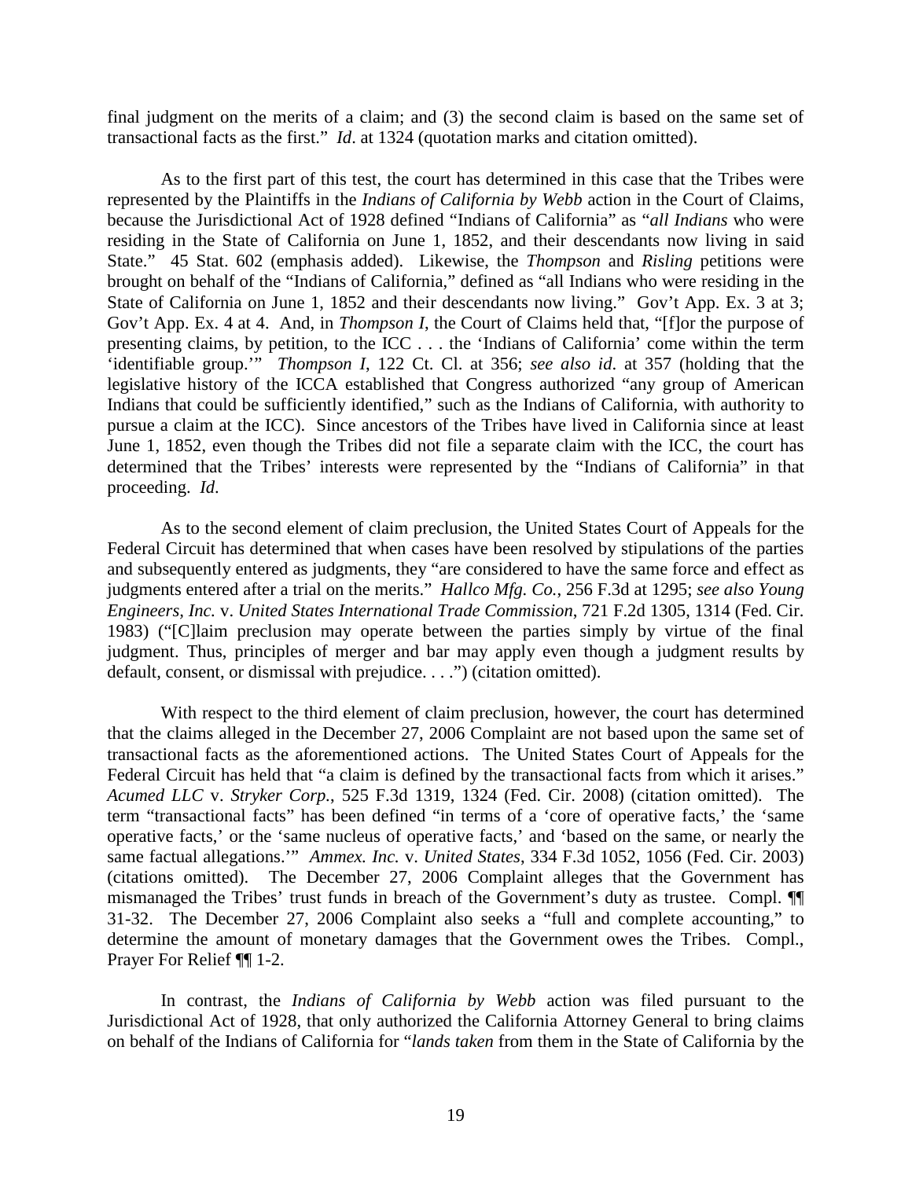final judgment on the merits of a claim; and (3) the second claim is based on the same set of transactional facts as the first." *Id*. at 1324 (quotation marks and citation omitted).

As to the first part of this test, the court has determined in this case that the Tribes were represented by the Plaintiffs in the *Indians of California by Webb* action in the Court of Claims, because the Jurisdictional Act of 1928 defined "Indians of California" as "*all Indians* who were residing in the State of California on June 1, 1852, and their descendants now living in said State." 45 Stat. 602 (emphasis added). Likewise, the *Thompson* and *Risling* petitions were brought on behalf of the "Indians of California," defined as "all Indians who were residing in the State of California on June 1, 1852 and their descendants now living." Gov't App. Ex. 3 at 3; Gov't App. Ex. 4 at 4. And, in *Thompson I*, the Court of Claims held that, "[f]or the purpose of presenting claims, by petition, to the ICC . . . the 'Indians of California' come within the term 'identifiable group.'" *Thompson I*, 122 Ct. Cl. at 356; *see also id*. at 357 (holding that the legislative history of the ICCA established that Congress authorized "any group of American Indians that could be sufficiently identified," such as the Indians of California, with authority to pursue a claim at the ICC). Since ancestors of the Tribes have lived in California since at least June 1, 1852, even though the Tribes did not file a separate claim with the ICC, the court has determined that the Tribes' interests were represented by the "Indians of California" in that proceeding. *Id*.

As to the second element of claim preclusion, the United States Court of Appeals for the Federal Circuit has determined that when cases have been resolved by stipulations of the parties and subsequently entered as judgments, they "are considered to have the same force and effect as judgments entered after a trial on the merits." *Hallco Mfg. Co.*, 256 F.3d at 1295; *see also Young Engineers, Inc.* v. *United States International Trade Commission*, 721 F.2d 1305, 1314 (Fed. Cir. 1983) ("[C]laim preclusion may operate between the parties simply by virtue of the final judgment. Thus, principles of merger and bar may apply even though a judgment results by default, consent, or dismissal with prejudice. . . .") (citation omitted).

With respect to the third element of claim preclusion, however, the court has determined that the claims alleged in the December 27, 2006 Complaint are not based upon the same set of transactional facts as the aforementioned actions. The United States Court of Appeals for the Federal Circuit has held that "a claim is defined by the transactional facts from which it arises." *Acumed LLC* v. *Stryker Corp*., 525 F.3d 1319, 1324 (Fed. Cir. 2008) (citation omitted). The term "transactional facts" has been defined "in terms of a 'core of operative facts,' the 'same operative facts,' or the 'same nucleus of operative facts,' and 'based on the same, or nearly the same factual allegations.'" *Ammex. Inc.* v. *United States*, 334 F.3d 1052, 1056 (Fed. Cir. 2003) (citations omitted). The December 27, 2006 Complaint alleges that the Government has mismanaged the Tribes' trust funds in breach of the Government's duty as trustee. Compl. ¶¶ 31-32. The December 27, 2006 Complaint also seeks a "full and complete accounting," to determine the amount of monetary damages that the Government owes the Tribes. Compl., Prayer For Relief ¶¶ 1-2.

In contrast, the *Indians of California by Webb* action was filed pursuant to the Jurisdictional Act of 1928, that only authorized the California Attorney General to bring claims on behalf of the Indians of California for "*lands taken* from them in the State of California by the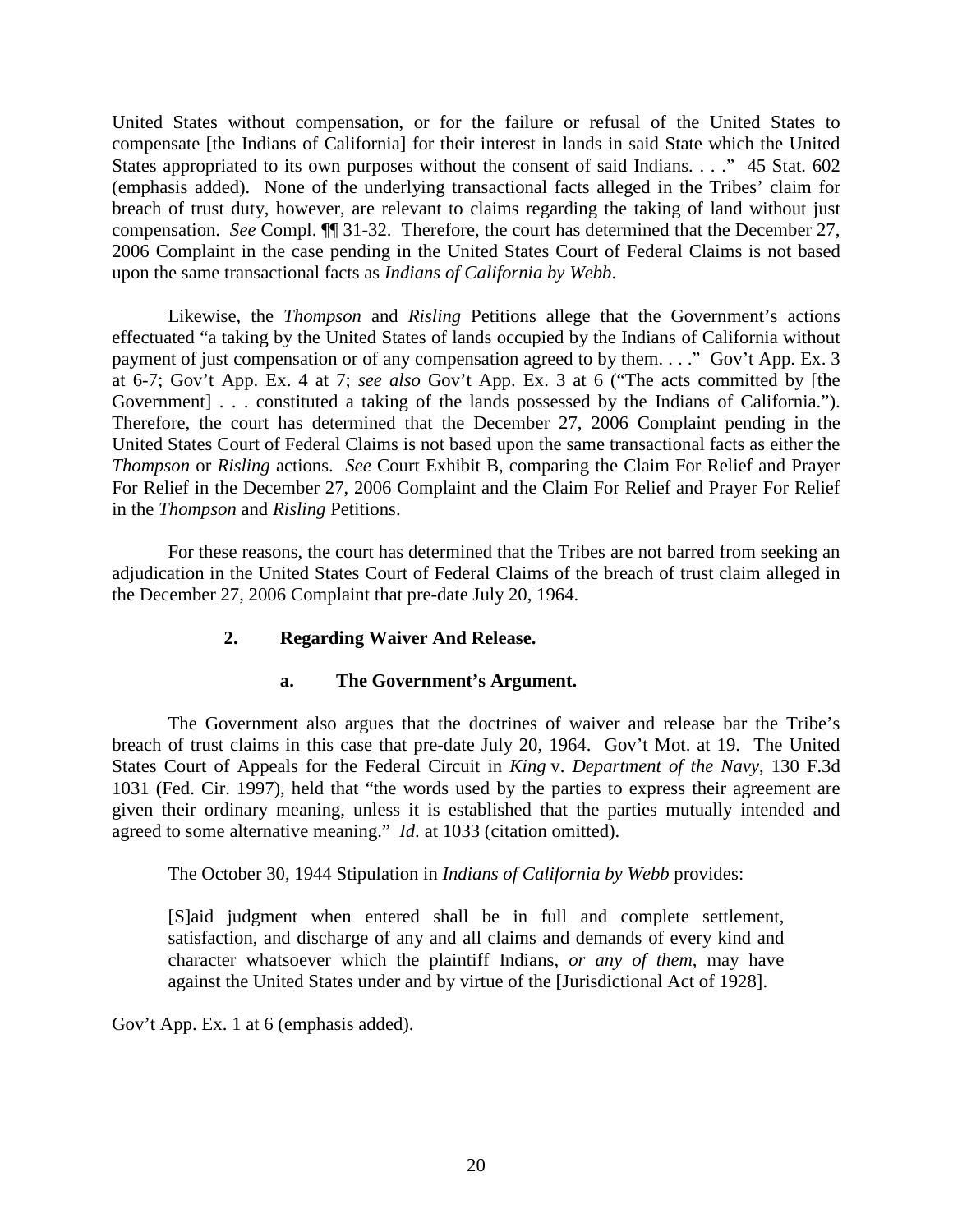United States without compensation, or for the failure or refusal of the United States to compensate [the Indians of California] for their interest in lands in said State which the United States appropriated to its own purposes without the consent of said Indians. . . ." 45 Stat. 602 (emphasis added). None of the underlying transactional facts alleged in the Tribes' claim for breach of trust duty, however, are relevant to claims regarding the taking of land without just compensation. *See* Compl. ¶¶ 31-32. Therefore, the court has determined that the December 27, 2006 Complaint in the case pending in the United States Court of Federal Claims is not based upon the same transactional facts as *Indians of California by Webb*.

Likewise, the *Thompson* and *Risling* Petitions allege that the Government's actions effectuated "a taking by the United States of lands occupied by the Indians of California without payment of just compensation or of any compensation agreed to by them. . . ." Gov't App. Ex. 3 at 6-7; Gov't App. Ex. 4 at 7; *see also* Gov't App. Ex. 3 at 6 ("The acts committed by [the Government] . . . constituted a taking of the lands possessed by the Indians of California."). Therefore, the court has determined that the December 27, 2006 Complaint pending in the United States Court of Federal Claims is not based upon the same transactional facts as either the *Thompson* or *Risling* actions. *See* Court Exhibit B, comparing the Claim For Relief and Prayer For Relief in the December 27, 2006 Complaint and the Claim For Relief and Prayer For Relief in the *Thompson* and *Risling* Petitions.

For these reasons, the court has determined that the Tribes are not barred from seeking an adjudication in the United States Court of Federal Claims of the breach of trust claim alleged in the December 27, 2006 Complaint that pre-date July 20, 1964.

### 2. Regarding Waiver And Release.

#### a. The Government's Argument.

The Government also argues that the doctrines of waiver and release bar the Tribe's breach of trust claims in this case that pre-date July 20, 1964. Gov't Mot. at 19. The United States Court of Appeals for the Federal Circuit in *King* v. *Department of the Navy*, 130 F.3d 1031 (Fed. Cir. 1997), held that "the words used by the parties to express their agreement are given their ordinary meaning, unless it is established that the parties mutually intended and agreed to some alternative meaning." *Id.* at 1033 (citation omitted).

The October 30, 1944 Stipulation in *Indians of California by Webb* provides:

> [S]aid judgment when entered shall be in full and complete settlement, satisfaction, and discharge of any and all claims and demands of every kind and character whatsoever which the plaintiff Indians, *or any of them*, may have against the United States under and by virtue of the [Jurisdictional Act of 1928].

Gov't App. Ex. 1 at 6 (emphasis added).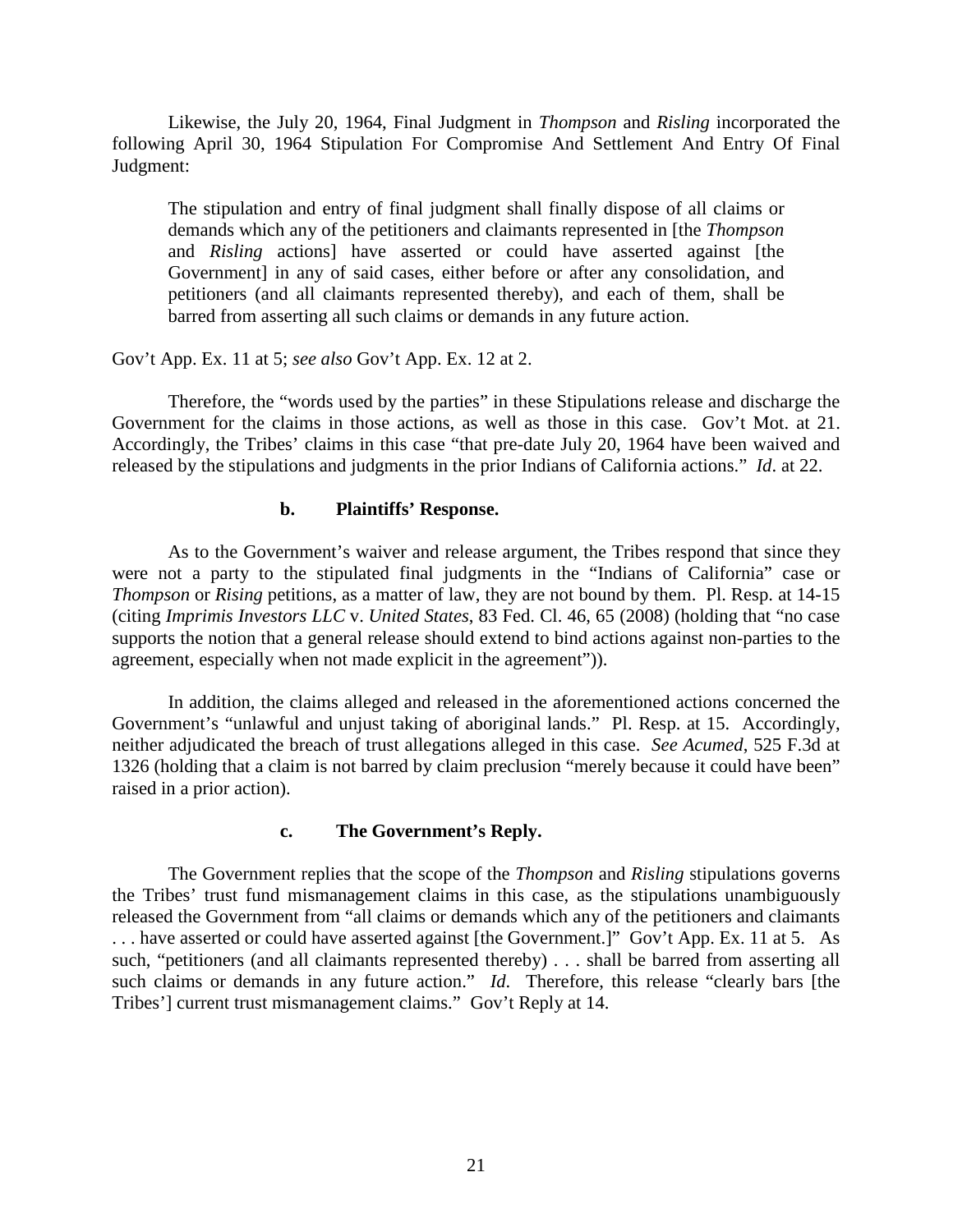Likewise, the July 20, 1964, Final Judgment in *Thompson* and *Risling* incorporated the following April 30, 1964 Stipulation For Compromise And Settlement And Entry Of Final Judgment:

> The stipulation and entry of final judgment shall finally dispose of all claims or demands which any of the petitioners and claimants represented in [the *Thompson* and *Risling* actions] have asserted or could have asserted against [the Government] in any of said cases, either before or after any consolidation, and petitioners (and all claimants represented thereby), and each of them, shall be barred from asserting all such claims or demands in any future action.

Gov't App. Ex. 11 at 5; *see also* Gov't App. Ex. 12 at 2.

Therefore, the "words used by the parties" in these Stipulations release and discharge the Government for the claims in those actions, as well as those in this case. Gov't Mot. at 21. Accordingly, the Tribes' claims in this case "that pre-date July 20, 1964 have been waived and released by the stipulations and judgments in the prior Indians of California actions." *Id*. at 22.

#### b. Plaintiffs' Response.

As to the Government's waiver and release argument, the Tribes respond that since they were not a party to the stipulated final judgments in the "Indians of California" case or *Thompson* or *Rising* petitions, as a matter of law, they are not bound by them. Pl. Resp. at 14-15 (citing *Imprimis Investors LLC* v. *United States*, 83 Fed. Cl. 46, 65 (2008) (holding that "no case supports the notion that a general release should extend to bind actions against non-parties to the agreement, especially when not made explicit in the agreement")).

In addition, the claims alleged and released in the aforementioned actions concerned the Government's "unlawful and unjust taking of aboriginal lands." Pl. Resp. at 15. Accordingly, neither adjudicated the breach of trust allegations alleged in this case. *See Acumed*, 525 F.3d at 1326 (holding that a claim is not barred by claim preclusion "merely because it could have been" raised in a prior action).

#### c. The Government's Reply.

The Government replies that the scope of the *Thompson* and *Risling* stipulations governs the Tribes' trust fund mismanagement claims in this case, as the stipulations unambiguously released the Government from "all claims or demands which any of the petitioners and claimants . . . have asserted or could have asserted against [the Government.]" Gov't App. Ex. 11 at 5. As such, "petitioners (and all claimants represented thereby) . . . shall be barred from asserting all such claims or demands in any future action." *Id*. Therefore, this release "clearly bars [the Tribes'] current trust mismanagement claims." Gov't Reply at 14.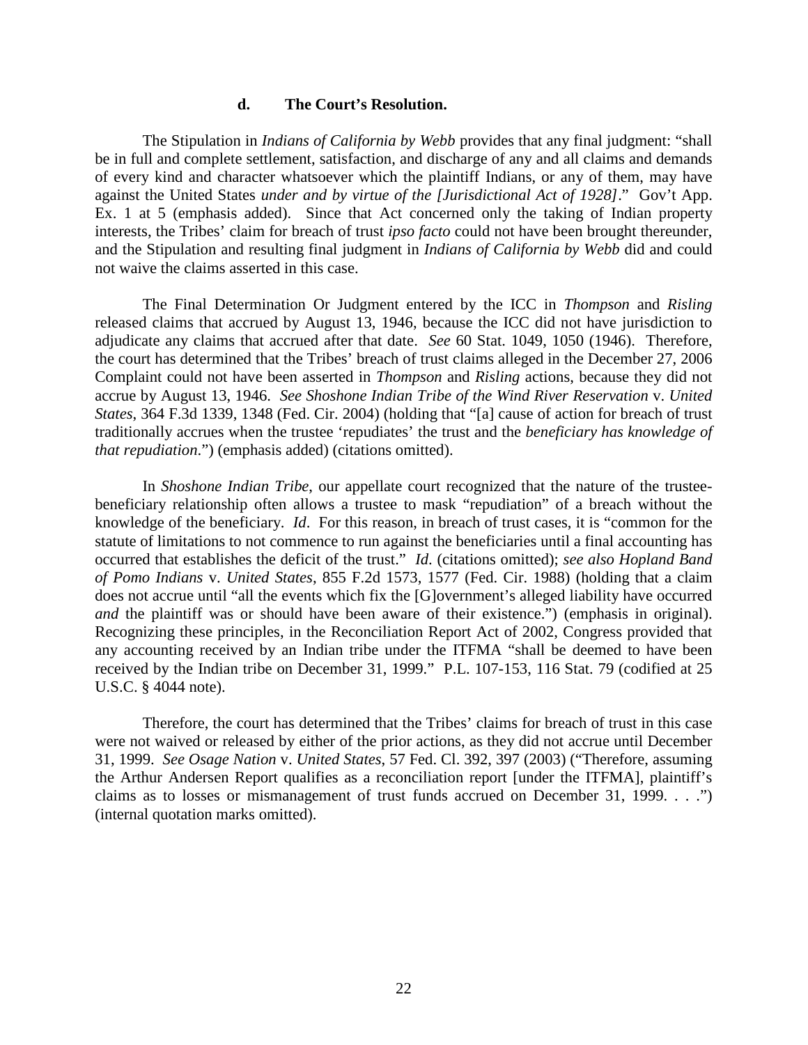#### d. The Court's Resolution.

The Stipulation in *Indians of California by Webb* provides that any final judgment: "shall be in full and complete settlement, satisfaction, and discharge of any and all claims and demands of every kind and character whatsoever which the plaintiff Indians, or any of them, may have against the United States *under and by virtue of the [Jurisdictional Act of 1928]*." Gov't App. Ex. 1 at 5 (emphasis added). Since that Act concerned only the taking of Indian property interests, the Tribes' claim for breach of trust *ipso facto* could not have been brought thereunder, and the Stipulation and resulting final judgment in *Indians of California by Webb* did and could not waive the claims asserted in this case.

The Final Determination Or Judgment entered by the ICC in *Thompson* and *Risling* released claims that accrued by August 13, 1946, because the ICC did not have jurisdiction to adjudicate any claims that accrued after that date. *See* 60 Stat. 1049, 1050 (1946). Therefore, the court has determined that the Tribes' breach of trust claims alleged in the December 27, 2006 Complaint could not have been asserted in *Thompson* and *Risling* actions, because they did not accrue by August 13, 1946. *See Shoshone Indian Tribe of the Wind River Reservation* v. *United States*, 364 F.3d 1339, 1348 (Fed. Cir. 2004) (holding that "[a] cause of action for breach of trust traditionally accrues when the trustee 'repudiates' the trust and the *beneficiary has knowledge of that repudiation*.") (emphasis added) (citations omitted).

In *Shoshone Indian Tribe*, our appellate court recognized that the nature of the trustee-beneficiary relationship often allows a trustee to mask "repudiation" of a breach without the knowledge of the beneficiary. *Id*. For this reason, in breach of trust cases, it is "common for the statute of limitations to not commence to run against the beneficiaries until a final accounting has occurred that establishes the deficit of the trust." *Id*. (citations omitted); *see also Hopland Band of Pomo Indians* v. *United States*, 855 F.2d 1573, 1577 (Fed. Cir. 1988) (holding that a claim does not accrue until "all the events which fix the [G]overnment's alleged liability have occurred *and* the plaintiff was or should have been aware of their existence.") (emphasis in original). Recognizing these principles, in the Reconciliation Report Act of 2002, Congress provided that any accounting received by an Indian tribe under the ITFMA "shall be deemed to have been received by the Indian tribe on December 31, 1999." P.L. 107-153, 116 Stat. 79 (codified at 25 U.S.C. § 4044 note).

Therefore, the court has determined that the Tribes' claims for breach of trust in this case were not waived or released by either of the prior actions, as they did not accrue until December 31, 1999. *See Osage Nation* v. *United States*, 57 Fed. Cl. 392, 397 (2003) ("Therefore, assuming the Arthur Andersen Report qualifies as a reconciliation report [under the ITFMA], plaintiff's claims as to losses or mismanagement of trust funds accrued on December 31, 1999. . . .") (internal quotation marks omitted).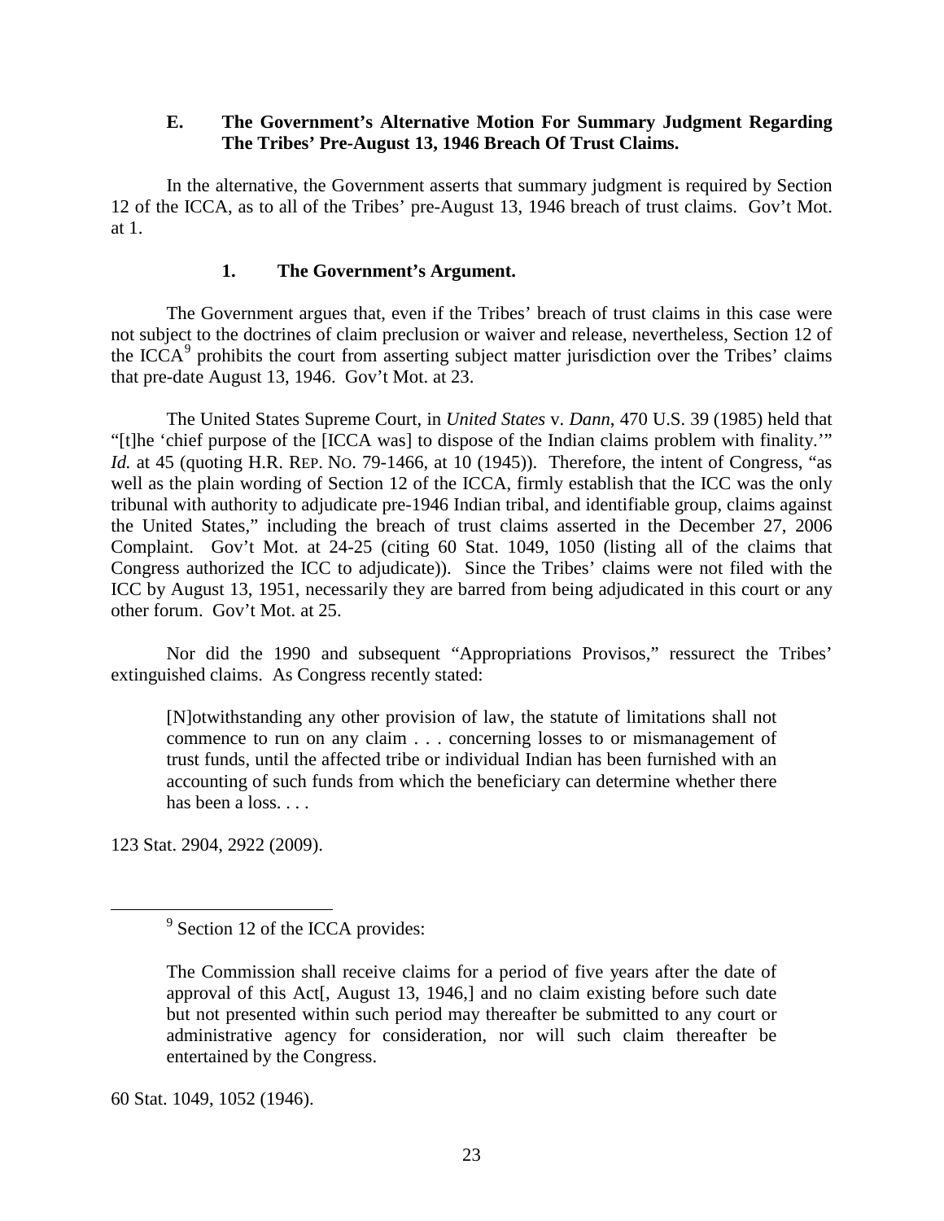### E. The Government's Alternative Motion For Summary Judgment Regarding The Tribes' Pre-August 13, 1946 Breach Of Trust Claims.

In the alternative, the Government asserts that summary judgment is required by Section 12 of the ICCA, as to all of the Tribes' pre-August 13, 1946 breach of trust claims. Gov't Mot. at 1.

#### 1. The Government's Argument.

The Government argues that, even if the Tribes' breach of trust claims in this case were not subject to the doctrines of claim preclusion or waiver and release, nevertheless, Section 12 of the ICCA[9] prohibits the court from asserting subject matter jurisdiction over the Tribes' claims that pre-date August 13, 1946. Gov't Mot. at 23.

The United States Supreme Court, in *United States* v. *Dann*, 470 U.S. 39 (1985) held that "[t]he 'chief purpose of the [ICCA was] to dispose of the Indian claims problem with finality.'" *Id.* at 45 (quoting H.R. REP. NO. 79-1466, at 10 (1945)). Therefore, the intent of Congress, "as well as the plain wording of Section 12 of the ICCA, firmly establish that the ICC was the only tribunal with authority to adjudicate pre-1946 Indian tribal, and identifiable group, claims against the United States," including the breach of trust claims asserted in the December 27, 2006 Complaint. Gov't Mot. at 24-25 (citing 60 Stat. 1049, 1050 (listing all of the claims that Congress authorized the ICC to adjudicate)). Since the Tribes' claims were not filed with the ICC by August 13, 1951, necessarily they are barred from being adjudicated in this court or any other forum. Gov't Mot. at 25.

Nor did the 1990 and subsequent "Appropriations Provisos," ressurect the Tribes' extinguished claims. As Congress recently stated:

> [N]otwithstanding any other provision of law, the statute of limitations shall not commence to run on any claim . . . concerning losses to or mismanagement of trust funds, until the affected tribe or individual Indian has been furnished with an accounting of such funds from which the beneficiary can determine whether there has been a loss. . . .

123 Stat. 2904, 2922 (2009).

---

[9] Section 12 of the ICCA provides:

> The Commission shall receive claims for a period of five years after the date of approval of this Act[, August 13, 1946,] and no claim existing before such date but not presented within such period may thereafter be submitted to any court or administrative agency for consideration, nor will such claim thereafter be entertained by the Congress.

60 Stat. 1049, 1052 (1946).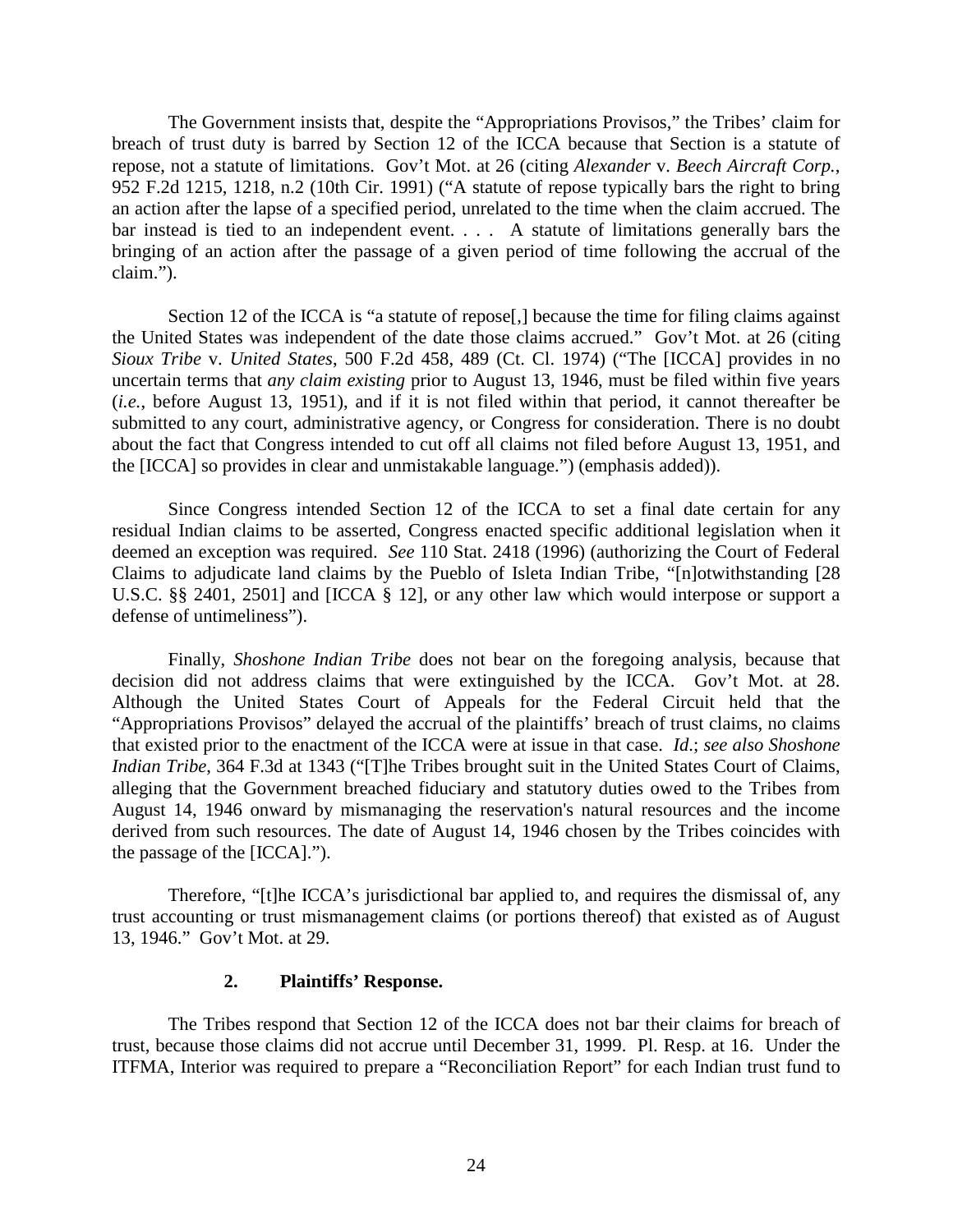The Government insists that, despite the "Appropriations Provisos," the Tribes' claim for breach of trust duty is barred by Section 12 of the ICCA because that Section is a statute of repose, not a statute of limitations. Gov't Mot. at 26 (citing *Alexander* v. *Beech Aircraft Corp.*, 952 F.2d 1215, 1218, n.2 (10th Cir. 1991) ("A statute of repose typically bars the right to bring an action after the lapse of a specified period, unrelated to the time when the claim accrued. The bar instead is tied to an independent event. . . . A statute of limitations generally bars the bringing of an action after the passage of a given period of time following the accrual of the claim.").

Section 12 of the ICCA is "a statute of repose[,] because the time for filing claims against the United States was independent of the date those claims accrued." Gov't Mot. at 26 (citing *Sioux Tribe* v. *United States*, 500 F.2d 458, 489 (Ct. Cl. 1974) ("The [ICCA] provides in no uncertain terms that *any claim existing* prior to August 13, 1946, must be filed within five years (*i.e.*, before August 13, 1951), and if it is not filed within that period, it cannot thereafter be submitted to any court, administrative agency, or Congress for consideration. There is no doubt about the fact that Congress intended to cut off all claims not filed before August 13, 1951, and the [ICCA] so provides in clear and unmistakable language.") (emphasis added)).

Since Congress intended Section 12 of the ICCA to set a final date certain for any residual Indian claims to be asserted, Congress enacted specific additional legislation when it deemed an exception was required. *See* 110 Stat. 2418 (1996) (authorizing the Court of Federal Claims to adjudicate land claims by the Pueblo of Isleta Indian Tribe, "[n]otwithstanding [28 U.S.C. §§ 2401, 2501] and [ICCA § 12], or any other law which would interpose or support a defense of untimeliness").

Finally, *Shoshone Indian Tribe* does not bear on the foregoing analysis, because that decision did not address claims that were extinguished by the ICCA. Gov't Mot. at 28. Although the United States Court of Appeals for the Federal Circuit held that the "Appropriations Provisos" delayed the accrual of the plaintiffs' breach of trust claims, no claims that existed prior to the enactment of the ICCA were at issue in that case. *Id*.; *see also Shoshone Indian Tribe*, 364 F.3d at 1343 ("[T]he Tribes brought suit in the United States Court of Claims, alleging that the Government breached fiduciary and statutory duties owed to the Tribes from August 14, 1946 onward by mismanaging the reservation's natural resources and the income derived from such resources. The date of August 14, 1946 chosen by the Tribes coincides with the passage of the [ICCA].").

Therefore, "[t]he ICCA's jurisdictional bar applied to, and requires the dismissal of, any trust accounting or trust mismanagement claims (or portions thereof) that existed as of August 13, 1946." Gov't Mot. at 29.

### 2. Plaintiffs' Response.

The Tribes respond that Section 12 of the ICCA does not bar their claims for breach of trust, because those claims did not accrue until December 31, 1999. Pl. Resp. at 16. Under the ITFMA, Interior was required to prepare a "Reconciliation Report" for each Indian trust fund to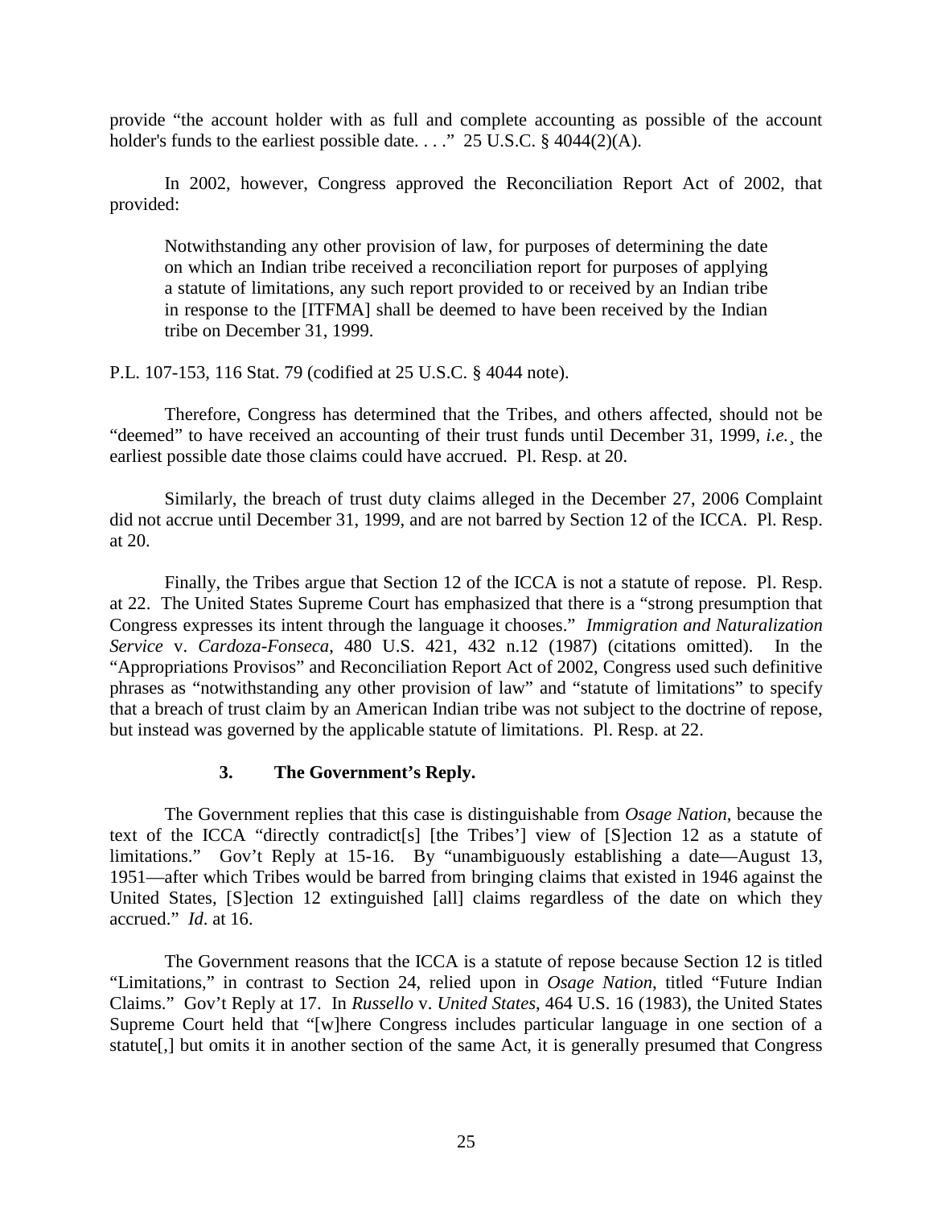provide "the account holder with as full and complete accounting as possible of the account holder's funds to the earliest possible date. . . ." 25 U.S.C. § 4044(2)(A).

In 2002, however, Congress approved the Reconciliation Report Act of 2002, that provided:

> Notwithstanding any other provision of law, for purposes of determining the date on which an Indian tribe received a reconciliation report for purposes of applying a statute of limitations, any such report provided to or received by an Indian tribe in response to the [ITFMA] shall be deemed to have been received by the Indian tribe on December 31, 1999.

P.L. 107-153, 116 Stat. 79 (codified at 25 U.S.C. § 4044 note).

Therefore, Congress has determined that the Tribes, and others affected, should not be "deemed" to have received an accounting of their trust funds until December 31, 1999, *i.e.*¸ the earliest possible date those claims could have accrued. Pl. Resp. at 20.

Similarly, the breach of trust duty claims alleged in the December 27, 2006 Complaint did not accrue until December 31, 1999, and are not barred by Section 12 of the ICCA. Pl. Resp. at 20.

Finally, the Tribes argue that Section 12 of the ICCA is not a statute of repose. Pl. Resp. at 22. The United States Supreme Court has emphasized that there is a "strong presumption that Congress expresses its intent through the language it chooses." *Immigration and Naturalization Service* v. *Cardoza-Fonseca*, 480 U.S. 421, 432 n.12 (1987) (citations omitted). In the "Appropriations Provisos" and Reconciliation Report Act of 2002, Congress used such definitive phrases as "notwithstanding any other provision of law" and "statute of limitations" to specify that a breach of trust claim by an American Indian tribe was not subject to the doctrine of repose, but instead was governed by the applicable statute of limitations. Pl. Resp. at 22.

### 3. The Government's Reply.

The Government replies that this case is distinguishable from *Osage Nation*, because the text of the ICCA "directly contradict[s] [the Tribes'] view of [S]ection 12 as a statute of limitations." Gov't Reply at 15-16. By "unambiguously establishing a date—August 13, 1951—after which Tribes would be barred from bringing claims that existed in 1946 against the United States, [S]ection 12 extinguished [all] claims regardless of the date on which they accrued." *Id.* at 16.

The Government reasons that the ICCA is a statute of repose because Section 12 is titled "Limitations," in contrast to Section 24, relied upon in *Osage Nation*, titled "Future Indian Claims." Gov't Reply at 17. In *Russello* v. *United States*, 464 U.S. 16 (1983), the United States Supreme Court held that "[w]here Congress includes particular language in one section of a statute[,] but omits it in another section of the same Act, it is generally presumed that Congress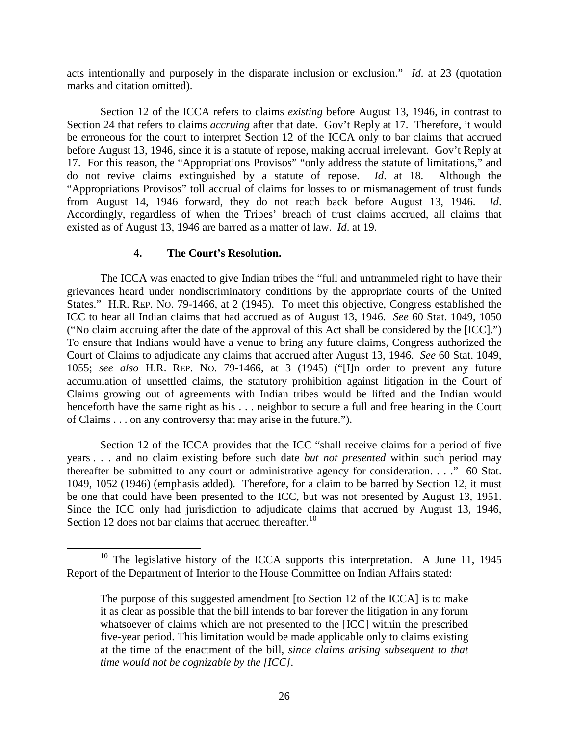acts intentionally and purposely in the disparate inclusion or exclusion." *Id*. at 23 (quotation marks and citation omitted).

Section 12 of the ICCA refers to claims *existing* before August 13, 1946, in contrast to Section 24 that refers to claims *accruing* after that date. Gov't Reply at 17. Therefore, it would be erroneous for the court to interpret Section 12 of the ICCA only to bar claims that accrued before August 13, 1946, since it is a statute of repose, making accrual irrelevant. Gov't Reply at 17. For this reason, the "Appropriations Provisos" "only address the statute of limitations," and do not revive claims extinguished by a statute of repose. *Id*. at 18. Although the "Appropriations Provisos" toll accrual of claims for losses to or mismanagement of trust funds from August 14, 1946 forward, they do not reach back before August 13, 1946. *Id*. Accordingly, regardless of when the Tribes' breach of trust claims accrued, all claims that existed as of August 13, 1946 are barred as a matter of law. *Id*. at 19.

#### 4. The Court's Resolution.

The ICCA was enacted to give Indian tribes the "full and untrammeled right to have their grievances heard under nondiscriminatory conditions by the appropriate courts of the United States." H.R. REP. NO. 79-1466, at 2 (1945). To meet this objective, Congress established the ICC to hear all Indian claims that had accrued as of August 13, 1946. *See* 60 Stat. 1049, 1050 ("No claim accruing after the date of the approval of this Act shall be considered by the [ICC].") To ensure that Indians would have a venue to bring any future claims, Congress authorized the Court of Claims to adjudicate any claims that accrued after August 13, 1946. *See* 60 Stat. 1049, 1055; *see also* H.R. REP. NO. 79-1466, at 3 (1945) ("[I]n order to prevent any future accumulation of unsettled claims, the statutory prohibition against litigation in the Court of Claims growing out of agreements with Indian tribes would be lifted and the Indian would henceforth have the same right as his . . . neighbor to secure a full and free hearing in the Court of Claims . . . on any controversy that may arise in the future.").

Section 12 of the ICCA provides that the ICC "shall receive claims for a period of five years . . . and no claim existing before such date *but not presented* within such period may thereafter be submitted to any court or administrative agency for consideration. . . ." 60 Stat. 1049, 1052 (1946) (emphasis added). Therefore, for a claim to be barred by Section 12, it must be one that could have been presented to the ICC, but was not presented by August 13, 1951. Since the ICC only had jurisdiction to adjudicate claims that accrued by August 13, 1946, Section 12 does not bar claims that accrued thereafter.[10]

---

[10] The legislative history of the ICCA supports this interpretation. A June 11, 1945 Report of the Department of Interior to the House Committee on Indian Affairs stated:

> The purpose of this suggested amendment [to Section 12 of the ICCA] is to make it as clear as possible that the bill intends to bar forever the litigation in any forum whatsoever of claims which are not presented to the [ICC] within the prescribed five-year period. This limitation would be made applicable only to claims existing at the time of the enactment of the bill, *since claims arising subsequent to that time would not be cognizable by the [ICC]*.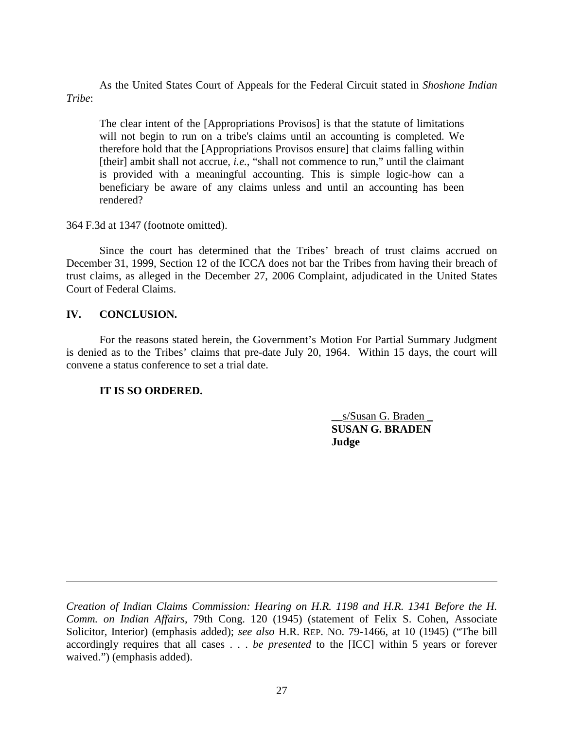As the United States Court of Appeals for the Federal Circuit stated in *Shoshone Indian Tribe*:

> The clear intent of the [Appropriations Provisos] is that the statute of limitations will not begin to run on a tribe's claims until an accounting is completed. We therefore hold that the [Appropriations Provisos ensure] that claims falling within [their] ambit shall not accrue, *i.e.*, "shall not commence to run," until the claimant is provided with a meaningful accounting. This is simple logic-how can a beneficiary be aware of any claims unless and until an accounting has been rendered?

364 F.3d at 1347 (footnote omitted).

Since the court has determined that the Tribes' breach of trust claims accrued on December 31, 1999, Section 12 of the ICCA does not bar the Tribes from having their breach of trust claims, as alleged in the December 27, 2006 Complaint, adjudicated in the United States Court of Federal Claims.

## IV. CONCLUSION.

For the reasons stated herein, the Government's Motion For Partial Summary Judgment is denied as to the Tribes' claims that pre-date July 20, 1964. Within 15 days, the court will convene a status conference to set a trial date.

**IT IS SO ORDERED.**

s/Susan G. Braden
**SUSAN G. BRADEN**
**Judge**

---

*Creation of Indian Claims Commission: Hearing on H.R. 1198 and H.R. 1341 Before the H. Comm. on Indian Affairs*, 79th Cong. 120 (1945) (statement of Felix S. Cohen, Associate Solicitor, Interior) (emphasis added); *see also* H.R. REP. NO. 79-1466, at 10 (1945) ("The bill accordingly requires that all cases . . . *be presented* to the [ICC] within 5 years or forever waived.") (emphasis added).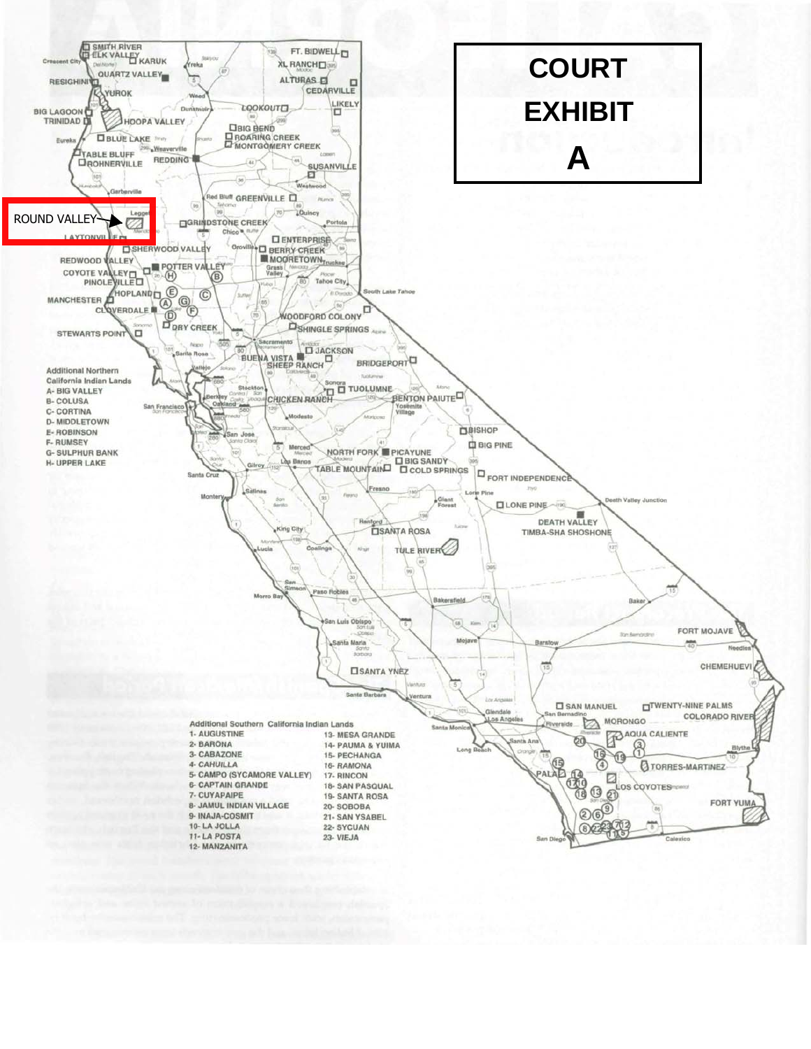# COURT EXHIBIT A

ROUND VALLEY

**Additional Northern California Indian Lands**

- A- BIG VALLEY
- B- COLUSA
- C- CORTINA
- D- MIDDLETOWN
- E- ROBINSON
- F- RUMSEY
- G- SULPHUR BANK
- H- UPPER LAKE

**Additional Southern California Indian Lands**

- 1- AUGUSTINE
- 2- BARONA
- 3- CABAZONE
- 4- CAHUILLA
- 5- CAMPO (SYCAMORE VALLEY)
- 6- CAPTAIN GRANDE
- 7- CUYAPAIPE
- 8- JAMUL INDIAN VILLAGE
- 9- INAJA-COSMIT
- 10- LA JOLLA
- 11- LA POSTA
- 12- MANZANITA
- 13- MESA GRANDE
- 14- PAUMA & YUIMA
- 15- PECHANGA
- 16- RAMONA
- 17- RINCON
- 18- SAN PASQUAL
- 19- SANTA ROSA
- 20- SOBOBA
- 21- SAN YSABEL
- 22- SYCUAN
- 23- VIEJA

SMITH RIVER, ELK VALLEY, KARUK, QUARTZ VALLEY, RESIGHINI, YUROK, BIG LAGOON, TRINIDAD, HOOPA VALLEY, BLUE LAKE, TABLE BLUFF, ROHNERVILLE, REDDING, FT. BIDWELL, XL RANCH, ALTURAS, CEDARVILLE, LIKELY, LOOKOUT, BIG BEND, ROARING CREEK, MONTGOMERY CREEK, SUSANVILLE, GREENVILLE, GRINDSTONE CREEK, LAYTONVILLE, SHERWOOD VALLEY, REDWOOD VALLEY, COYOTE VALLEY, PINOLEVILLE, POTTER VALLEY, HOPLAND, MANCHESTER, CLOVERDALE, DRY CREEK, STEWARTS POINT, ENTERPRISE, BERRY CREEK, MOORETOWN, WOODFORD COLONY, SHINGLE SPRINGS, JACKSON, BUENA VISTA, SHEEP RANCH, BRIDGEPORT, TUOLUMNE, CHICKEN RANCH, BENTON PAIUTE, BISHOP, BIG PINE, NORTH FORK, PICAYUNE, BIG SANDY, TABLE MOUNTAIN, COLD SPRINGS, FORT INDEPENDENCE, LONE PINE, DEATH VALLEY TIMBA-SHA SHOSHONE, SANTA ROSA, TULE RIVER, SANTA YNEZ, FORT MOJAVE, CHEMEHUEVI, SAN MANUEL, TWENTY-NINE PALMS, MORONGO, COLORADO RIVER, AGUA CALIENTE, TORRES-MARTINEZ, PALA, LOS COYOTES, FORT YUMA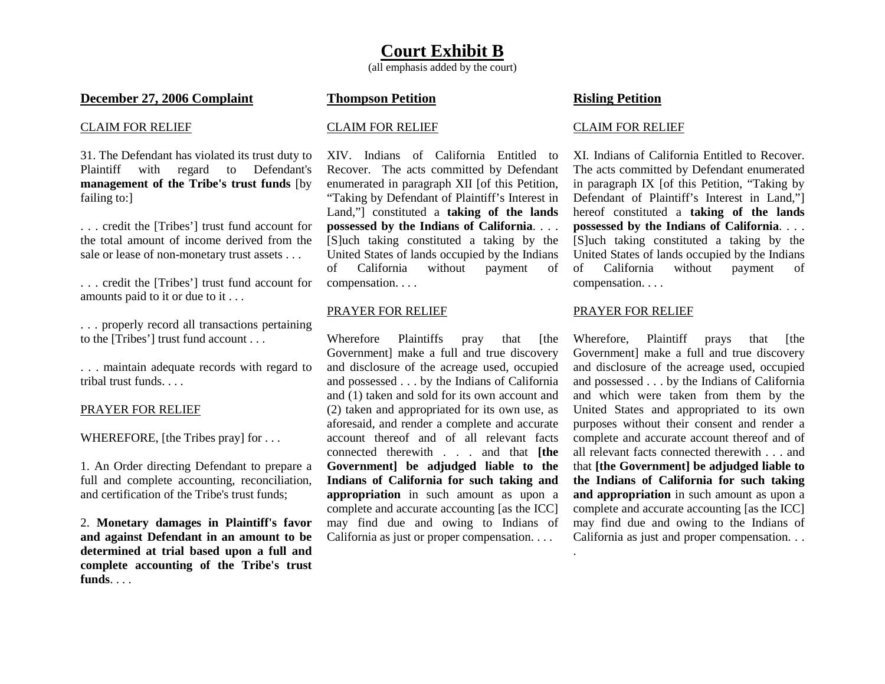# Court Exhibit B

(all emphasis added by the court)

## December 27, 2006 Complaint

CLAIM FOR RELIEF

31. The Defendant has violated its trust duty to Plaintiff with regard to Defendant's **management of the Tribe's trust funds** [by failing to:]

. . . credit the [Tribes'] trust fund account for the total amount of income derived from the sale or lease of non-monetary trust assets . . .

. . . credit the [Tribes'] trust fund account for amounts paid to it or due to it . . .

. . . properly record all transactions pertaining to the [Tribes'] trust fund account . . .

. . . maintain adequate records with regard to tribal trust funds. . . .

PRAYER FOR RELIEF

WHEREFORE, [the Tribes pray] for . . .

1. An Order directing Defendant to prepare a full and complete accounting, reconciliation, and certification of the Tribe's trust funds;

2. **Monetary damages in Plaintiff's favor and against Defendant in an amount to be determined at trial based upon a full and complete accounting of the Tribe's trust funds**. . . .

## Thompson Petition

CLAIM FOR RELIEF

XIV. Indians of California Entitled to Recover. The acts committed by Defendant enumerated in paragraph XII [of this Petition, "Taking by Defendant of Plaintiff's Interest in Land,"] constituted a **taking of the lands possessed by the Indians of California**. . . . [S]uch taking constituted a taking by the United States of lands occupied by the Indians of California without payment of compensation. . . .

PRAYER FOR RELIEF

Wherefore Plaintiffs pray that [the Government] make a full and true discovery and disclosure of the acreage used, occupied and possessed . . . by the Indians of California and (1) taken and sold for its own account and (2) taken and appropriated for its own use, as aforesaid, and render a complete and accurate account thereof and of all relevant facts connected therewith . . . and that **[the Government] be adjudged liable to the Indians of California for such taking and appropriation** in such amount as upon a complete and accurate accounting [as the ICC] may find due and owing to Indians of California as just or proper compensation. . . .

## Risling Petition

CLAIM FOR RELIEF

XI. Indians of California Entitled to Recover. The acts committed by Defendant enumerated in paragraph IX [of this Petition, "Taking by Defendant of Plaintiff's Interest in Land,"] hereof constituted a **taking of the lands possessed by the Indians of California**. . . . [S]uch taking constituted a taking by the United States of lands occupied by the Indians of California without payment of compensation. . . .

PRAYER FOR RELIEF

Wherefore, Plaintiff prays that [the Government] make a full and true discovery and disclosure of the acreage used, occupied and possessed . . . by the Indians of California and which were taken from them by the United States and appropriated to its own purposes without their consent and render a complete and accurate account thereof and of all relevant facts connected therewith . . . and that **[the Government] be adjudged liable to the Indians of California for such taking and appropriation** in such amount as upon a complete and accurate accounting [as the ICC] may find due and owing to the Indians of California as just and proper compensation. . . .